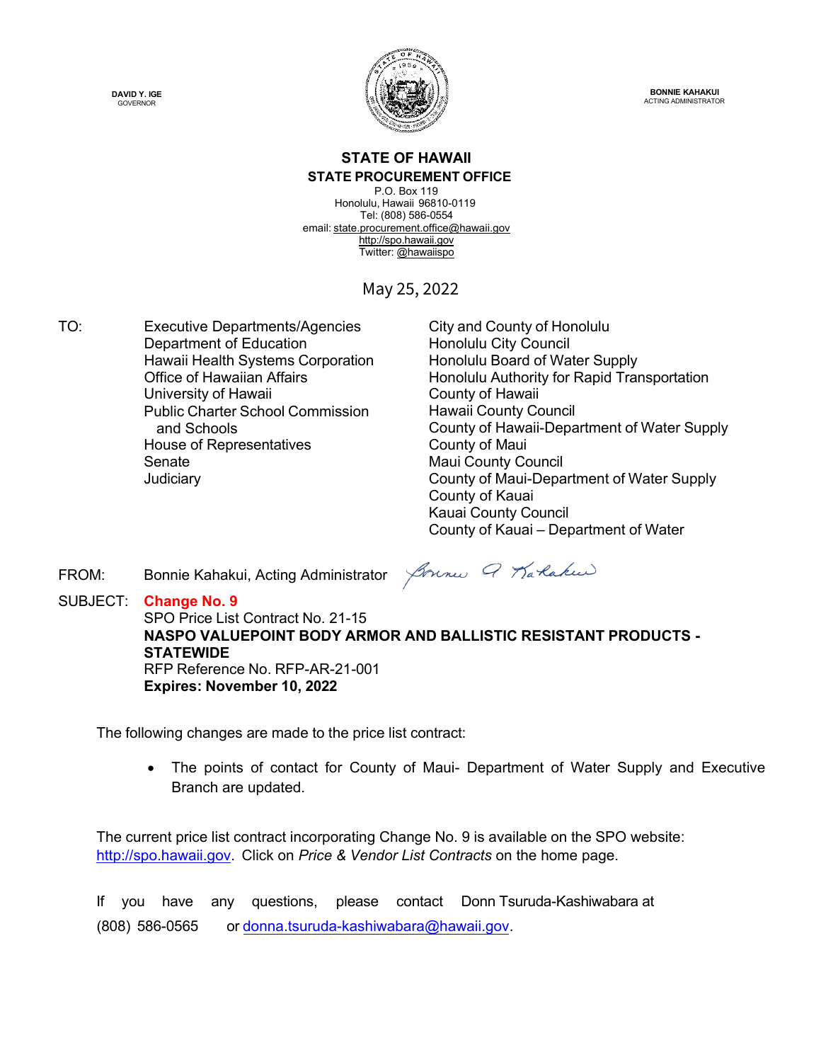DAVID Y. IGE
GOVERNOR

BONNIE KAHAKUI
ACTING ADMINISTRATOR

**STATE OF HAWAII**
**STATE PROCUREMENT OFFICE**

P.O. Box 119
Honolulu, Hawaii 96810-0119
Tel: (808) 586-0554
email: state.procurement.office@hawaii.gov
http://spo.hawaii.gov
Twitter: @hawaiispo

May 25, 2022

TO:

Executive Departments/Agencies
Department of Education
Hawaii Health Systems Corporation
Office of Hawaiian Affairs
University of Hawaii
Public Charter School Commission and Schools
House of Representatives
Senate
Judiciary

City and County of Honolulu
Honolulu City Council
Honolulu Board of Water Supply
Honolulu Authority for Rapid Transportation
County of Hawaii
Hawaii County Council
County of Hawaii-Department of Water Supply
County of Maui
Maui County Council
County of Maui-Department of Water Supply
County of Kauai
Kauai County Council
County of Kauai – Department of Water

FROM: Bonnie Kahakui, Acting Administrator

SUBJECT: **Change No. 9**
SPO Price List Contract No. 21-15
**NASPO VALUEPOINT BODY ARMOR AND BALLISTIC RESISTANT PRODUCTS - STATEWIDE**
RFP Reference No. RFP-AR-21-001
**Expires: November 10, 2022**

The following changes are made to the price list contract:

- The points of contact for County of Maui- Department of Water Supply and Executive Branch are updated.

The current price list contract incorporating Change No. 9 is available on the SPO website: http://spo.hawaii.gov. Click on *Price & Vendor List Contracts* on the home page.

If you have any questions, please contact Donn Tsuruda-Kashiwabara at (808) 586-0565 or donna.tsuruda-kashiwabara@hawaii.gov.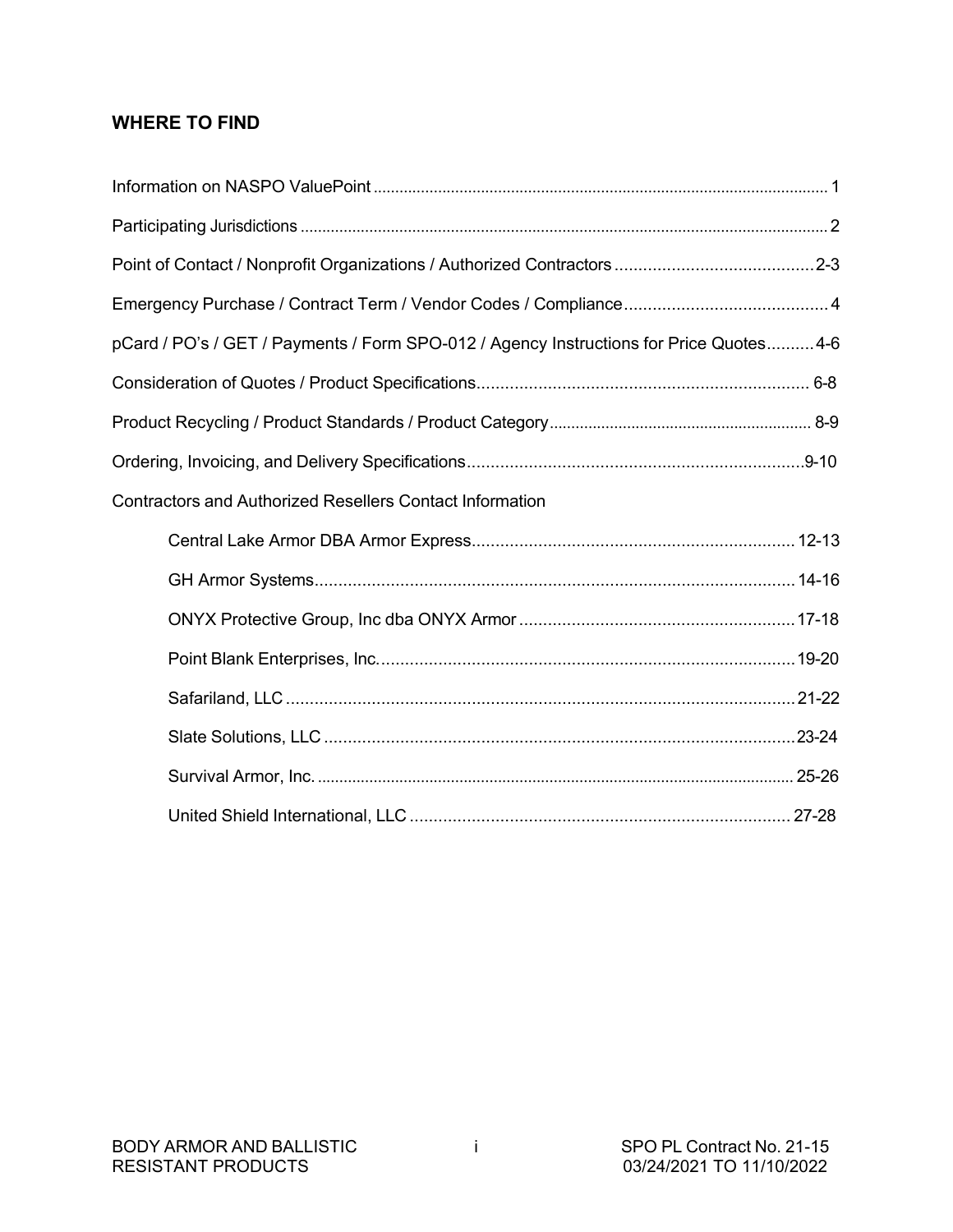## WHERE TO FIND

| | |
|---|---|
| Information on NASPO ValuePoint | 1 |
| Participating Jurisdictions | 2 |
| Point of Contact / Nonprofit Organizations / Authorized Contractors | 2-3 |
| Emergency Purchase / Contract Term / Vendor Codes / Compliance | 4 |
| pCard / PO's / GET / Payments / Form SPO-012 / Agency Instructions for Price Quotes | 4-6 |
| Consideration of Quotes / Product Specifications | 6-8 |
| Product Recycling / Product Standards / Product Category | 8-9 |
| Ordering, Invoicing, and Delivery Specifications | 9-10 |
| Contractors and Authorized Resellers Contact Information | |
| &nbsp;&nbsp;&nbsp;&nbsp;Central Lake Armor DBA Armor Express | 12-13 |
| &nbsp;&nbsp;&nbsp;&nbsp;GH Armor Systems | 14-16 |
| &nbsp;&nbsp;&nbsp;&nbsp;ONYX Protective Group, Inc dba ONYX Armor | 17-18 |
| &nbsp;&nbsp;&nbsp;&nbsp;Point Blank Enterprises, Inc. | 19-20 |
| &nbsp;&nbsp;&nbsp;&nbsp;Safariland, LLC | 21-22 |
| &nbsp;&nbsp;&nbsp;&nbsp;Slate Solutions, LLC | 23-24 |
| &nbsp;&nbsp;&nbsp;&nbsp;Survival Armor, Inc. | 25-26 |
| &nbsp;&nbsp;&nbsp;&nbsp;United Shield International, LLC | 27-28 |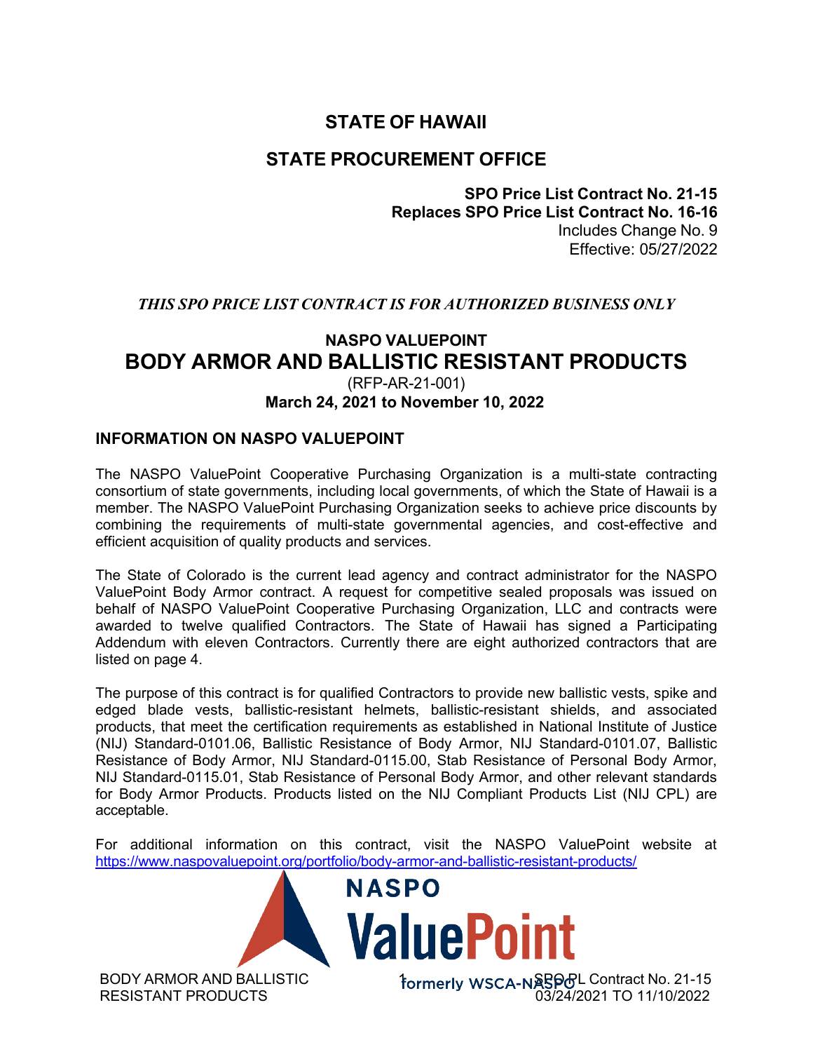# STATE OF HAWAII

## STATE PROCUREMENT OFFICE

**SPO Price List Contract No. 21-15**
**Replaces SPO Price List Contract No. 16-16**
Includes Change No. 9
Effective: 05/27/2022

***THIS SPO PRICE LIST CONTRACT IS FOR AUTHORIZED BUSINESS ONLY***

**NASPO VALUEPOINT**
# BODY ARMOR AND BALLISTIC RESISTANT PRODUCTS
(RFP-AR-21-001)
**March 24, 2021 to November 10, 2022**

## INFORMATION ON NASPO VALUEPOINT

The NASPO ValuePoint Cooperative Purchasing Organization is a multi-state contracting consortium of state governments, including local governments, of which the State of Hawaii is a member. The NASPO ValuePoint Purchasing Organization seeks to achieve price discounts by combining the requirements of multi-state governmental agencies, and cost-effective and efficient acquisition of quality products and services.

The State of Colorado is the current lead agency and contract administrator for the NASPO ValuePoint Body Armor contract. A request for competitive sealed proposals was issued on behalf of NASPO ValuePoint Cooperative Purchasing Organization, LLC and contracts were awarded to twelve qualified Contractors. The State of Hawaii has signed a Participating Addendum with eleven Contractors. Currently there are eight authorized contractors that are listed on page 4.

The purpose of this contract is for qualified Contractors to provide new ballistic vests, spike and edged blade vests, ballistic-resistant helmets, ballistic-resistant shields, and associated products, that meet the certification requirements as established in National Institute of Justice (NIJ) Standard-0101.06, Ballistic Resistance of Body Armor, NIJ Standard-0101.07, Ballistic Resistance of Body Armor, NIJ Standard-0115.00, Stab Resistance of Personal Body Armor, NIJ Standard-0115.01, Stab Resistance of Personal Body Armor, and other relevant standards for Body Armor Products. Products listed on the NIJ Compliant Products List (NIJ CPL) are acceptable.

For additional information on this contract, visit the NASPO ValuePoint website at https://www.naspovaluepoint.org/portfolio/body-armor-and-ballistic-resistant-products/

NASPO ValuePoint
formerly WSCA-NASPO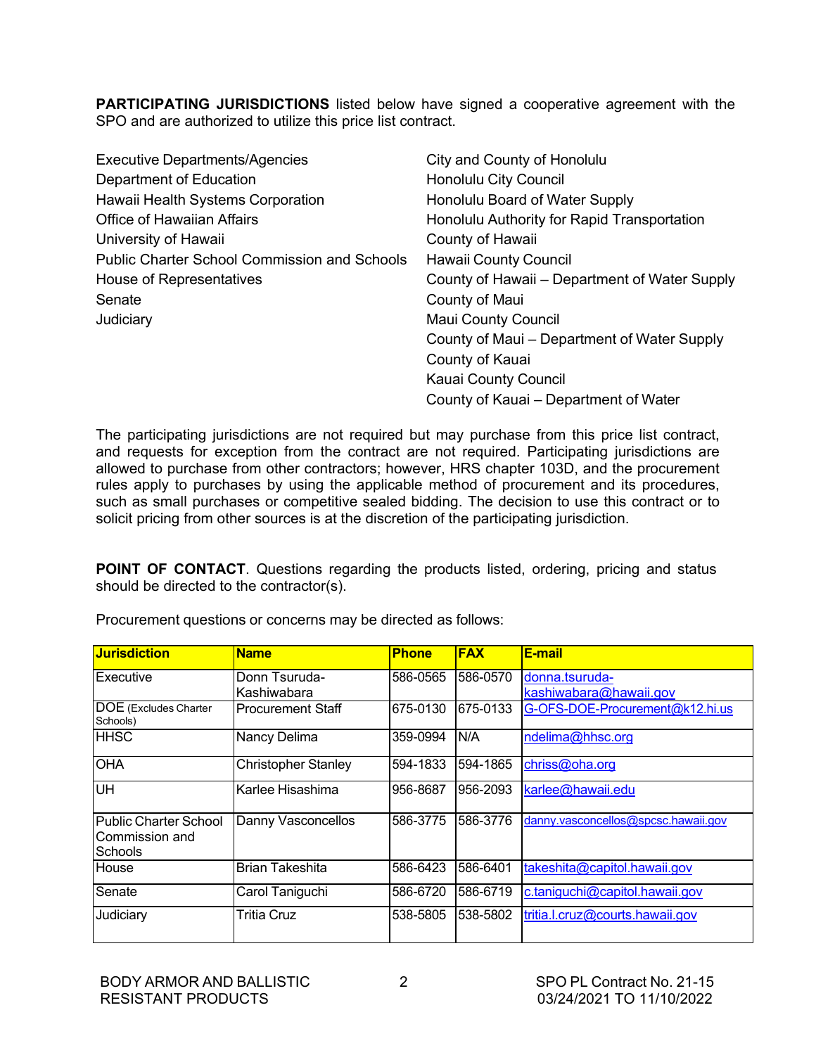**PARTICIPATING JURISDICTIONS** listed below have signed a cooperative agreement with the SPO and are authorized to utilize this price list contract.

Executive Departments/Agencies
Department of Education
Hawaii Health Systems Corporation
Office of Hawaiian Affairs
University of Hawaii
Public Charter School Commission and Schools
House of Representatives
Senate
Judiciary

City and County of Honolulu
Honolulu City Council
Honolulu Board of Water Supply
Honolulu Authority for Rapid Transportation
County of Hawaii
Hawaii County Council
County of Hawaii – Department of Water Supply
County of Maui
Maui County Council
County of Maui – Department of Water Supply
County of Kauai
Kauai County Council
County of Kauai – Department of Water

The participating jurisdictions are not required but may purchase from this price list contract, and requests for exception from the contract are not required. Participating jurisdictions are allowed to purchase from other contractors; however, HRS chapter 103D, and the procurement rules apply to purchases by using the applicable method of procurement and its procedures, such as small purchases or competitive sealed bidding. The decision to use this contract or to solicit pricing from other sources is at the discretion of the participating jurisdiction.

**POINT OF CONTACT**. Questions regarding the products listed, ordering, pricing and status should be directed to the contractor(s).

Procurement questions or concerns may be directed as follows:

| Jurisdiction | Name | Phone | FAX | E-mail |
|---|---|---|---|---|
| Executive | Donn Tsuruda-Kashiwabara | 586-0565 | 586-0570 | donna.tsuruda-kashiwabara@hawaii.gov |
| DOE (Excludes Charter Schools) | Procurement Staff | 675-0130 | 675-0133 | G-OFS-DOE-Procurement@k12.hi.us |
| HHSC | Nancy Delima | 359-0994 | N/A | ndelima@hhsc.org |
| OHA | Christopher Stanley | 594-1833 | 594-1865 | chriss@oha.org |
| UH | Karlee Hisashima | 956-8687 | 956-2093 | karlee@hawaii.edu |
| Public Charter School Commission and Schools | Danny Vasconcellos | 586-3775 | 586-3776 | danny.vasconcellos@spcsc.hawaii.gov |
| House | Brian Takeshita | 586-6423 | 586-6401 | takeshita@capitol.hawaii.gov |
| Senate | Carol Taniguchi | 586-6720 | 586-6719 | c.taniguchi@capitol.hawaii.gov |
| Judiciary | Tritia Cruz | 538-5805 | 538-5802 | tritia.l.cruz@courts.hawaii.gov |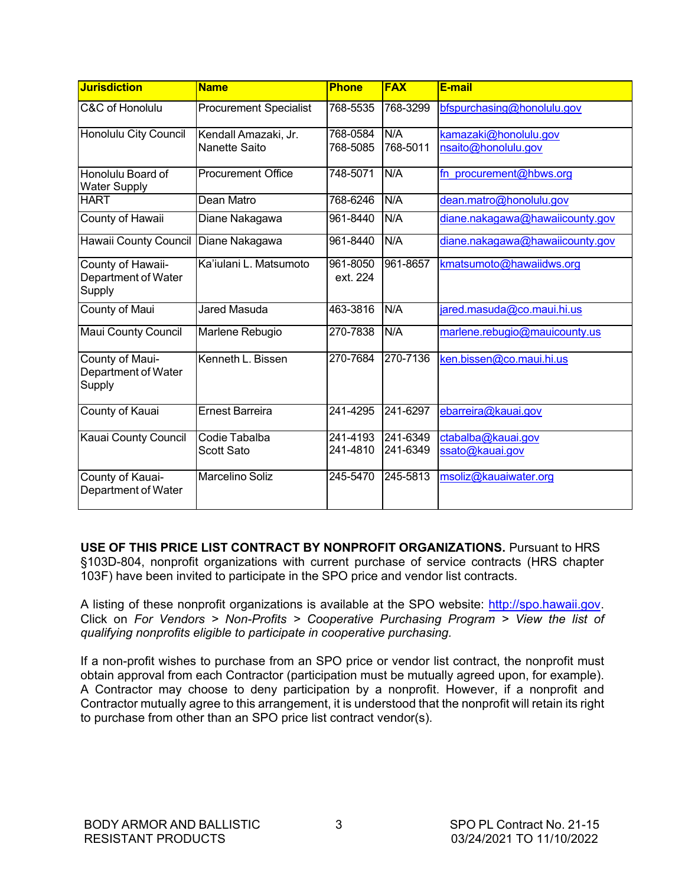| Jurisdiction | Name | Phone | FAX | E-mail |
| --- | --- | --- | --- | --- |
| C&C of Honolulu | Procurement Specialist | 768-5535 | 768-3299 | bfspurchasing@honolulu.gov |
| Honolulu City Council | Kendall Amazaki, Jr.<br>Nanette Saito | 768-0584<br>768-5085 | N/A<br>768-5011 | kamazaki@honolulu.gov<br>nsaito@honolulu.gov |
| Honolulu Board of Water Supply | Procurement Office | 748-5071 | N/A | fn_procurement@hbws.org |
| HART | Dean Matro | 768-6246 | N/A | dean.matro@honolulu.gov |
| County of Hawaii | Diane Nakagawa | 961-8440 | N/A | diane.nakagawa@hawaiicounty.gov |
| Hawaii County Council | Diane Nakagawa | 961-8440 | N/A | diane.nakagawa@hawaiicounty.gov |
| County of Hawaii- Department of Water Supply | Ka'iulani L. Matsumoto | 961-8050 ext. 224 | 961-8657 | kmatsumoto@hawaiidws.org |
| County of Maui | Jared Masuda | 463-3816 | N/A | jared.masuda@co.maui.hi.us |
| Maui County Council | Marlene Rebugio | 270-7838 | N/A | marlene.rebugio@mauicounty.us |
| County of Maui- Department of Water Supply | Kenneth L. Bissen | 270-7684 | 270-7136 | ken.bissen@co.maui.hi.us |
| County of Kauai | Ernest Barreira | 241-4295 | 241-6297 | ebarreira@kauai.gov |
| Kauai County Council | Codie Tabalba<br>Scott Sato | 241-4193<br>241-4810 | 241-6349<br>241-6349 | ctabalba@kauai.gov<br>ssato@kauai.gov |
| County of Kauai- Department of Water | Marcelino Soliz | 245-5470 | 245-5813 | msoliz@kauaiwater.org |

**USE OF THIS PRICE LIST CONTRACT BY NONPROFIT ORGANIZATIONS.** Pursuant to HRS §103D-804, nonprofit organizations with current purchase of service contracts (HRS chapter 103F) have been invited to participate in the SPO price and vendor list contracts.

A listing of these nonprofit organizations is available at the SPO website: http://spo.hawaii.gov. Click on *For Vendors > Non-Profits > Cooperative Purchasing Program > View the list of qualifying nonprofits eligible to participate in cooperative purchasing.*

If a non-profit wishes to purchase from an SPO price or vendor list contract, the nonprofit must obtain approval from each Contractor (participation must be mutually agreed upon, for example). A Contractor may choose to deny participation by a nonprofit. However, if a nonprofit and Contractor mutually agree to this arrangement, it is understood that the nonprofit will retain its right to purchase from other than an SPO price list contract vendor(s).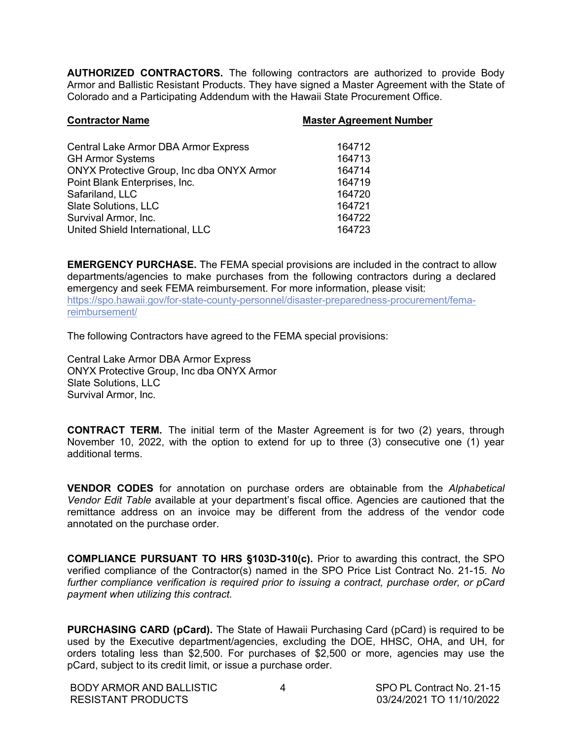**AUTHORIZED CONTRACTORS.** The following contractors are authorized to provide Body Armor and Ballistic Resistant Products. They have signed a Master Agreement with the State of Colorado and a Participating Addendum with the Hawaii State Procurement Office.

| Contractor Name | Master Agreement Number |
|---|---|
| Central Lake Armor DBA Armor Express | 164712 |
| GH Armor Systems | 164713 |
| ONYX Protective Group, Inc dba ONYX Armor | 164714 |
| Point Blank Enterprises, Inc. | 164719 |
| Safariland, LLC | 164720 |
| Slate Solutions, LLC | 164721 |
| Survival Armor, Inc. | 164722 |
| United Shield International, LLC | 164723 |

**EMERGENCY PURCHASE.** The FEMA special provisions are included in the contract to allow departments/agencies to make purchases from the following contractors during a declared emergency and seek FEMA reimbursement. For more information, please visit: https://spo.hawaii.gov/for-state-county-personnel/disaster-preparedness-procurement/fema-reimbursement/

The following Contractors have agreed to the FEMA special provisions:

Central Lake Armor DBA Armor Express
ONYX Protective Group, Inc dba ONYX Armor
Slate Solutions, LLC
Survival Armor, Inc.

**CONTRACT TERM.** The initial term of the Master Agreement is for two (2) years, through November 10, 2022, with the option to extend for up to three (3) consecutive one (1) year additional terms.

**VENDOR CODES** for annotation on purchase orders are obtainable from the *Alphabetical Vendor Edit Table* available at your department's fiscal office. Agencies are cautioned that the remittance address on an invoice may be different from the address of the vendor code annotated on the purchase order.

**COMPLIANCE PURSUANT TO HRS §103D-310(c).** Prior to awarding this contract, the SPO verified compliance of the Contractor(s) named in the SPO Price List Contract No. 21-15. *No further compliance verification is required prior to issuing a contract, purchase order, or pCard payment when utilizing this contract.*

**PURCHASING CARD (pCard).** The State of Hawaii Purchasing Card (pCard) is required to be used by the Executive department/agencies, excluding the DOE, HHSC, OHA, and UH, for orders totaling less than $2,500. For purchases of $2,500 or more, agencies may use the pCard, subject to its credit limit, or issue a purchase order.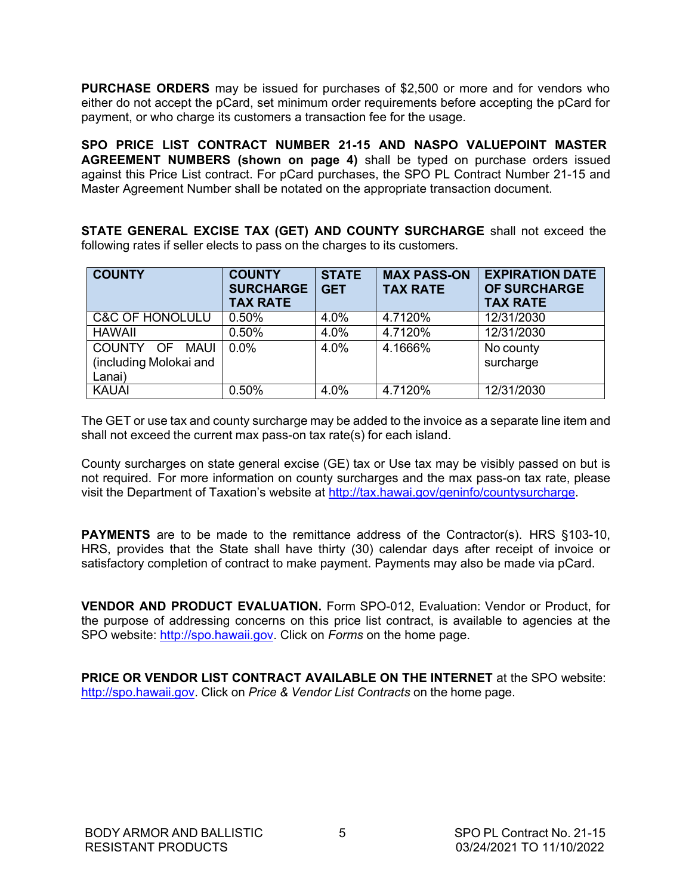**PURCHASE ORDERS** may be issued for purchases of $2,500 or more and for vendors who either do not accept the pCard, set minimum order requirements before accepting the pCard for payment, or who charge its customers a transaction fee for the usage.

**SPO PRICE LIST CONTRACT NUMBER 21-15 AND NASPO VALUEPOINT MASTER AGREEMENT NUMBERS (shown on page 4)** shall be typed on purchase orders issued against this Price List contract. For pCard purchases, the SPO PL Contract Number 21-15 and Master Agreement Number shall be notated on the appropriate transaction document.

**STATE GENERAL EXCISE TAX (GET) AND COUNTY SURCHARGE** shall not exceed the following rates if seller elects to pass on the charges to its customers.

| COUNTY | COUNTY SURCHARGE TAX RATE | STATE GET | MAX PASS-ON TAX RATE | EXPIRATION DATE OF SURCHARGE TAX RATE |
|---|---|---|---|---|
| C&C OF HONOLULU | 0.50% | 4.0% | 4.7120% | 12/31/2030 |
| HAWAII | 0.50% | 4.0% | 4.7120% | 12/31/2030 |
| COUNTY OF MAUI (including Molokai and Lanai) | 0.0% | 4.0% | 4.1666% | No county surcharge |
| KAUAI | 0.50% | 4.0% | 4.7120% | 12/31/2030 |

The GET or use tax and county surcharge may be added to the invoice as a separate line item and shall not exceed the current max pass-on tax rate(s) for each island.

County surcharges on state general excise (GE) tax or Use tax may be visibly passed on but is not required. For more information on county surcharges and the max pass-on tax rate, please visit the Department of Taxation's website at http://tax.hawaii.gov/geninfo/countysurcharge.

**PAYMENTS** are to be made to the remittance address of the Contractor(s). HRS §103-10, HRS, provides that the State shall have thirty (30) calendar days after receipt of invoice or satisfactory completion of contract to make payment. Payments may also be made via pCard.

**VENDOR AND PRODUCT EVALUATION.** Form SPO-012, Evaluation: Vendor or Product, for the purpose of addressing concerns on this price list contract, is available to agencies at the SPO website: http://spo.hawaii.gov. Click on *Forms* on the home page.

**PRICE OR VENDOR LIST CONTRACT AVAILABLE ON THE INTERNET** at the SPO website: http://spo.hawaii.gov. Click on *Price & Vendor List Contracts* on the home page.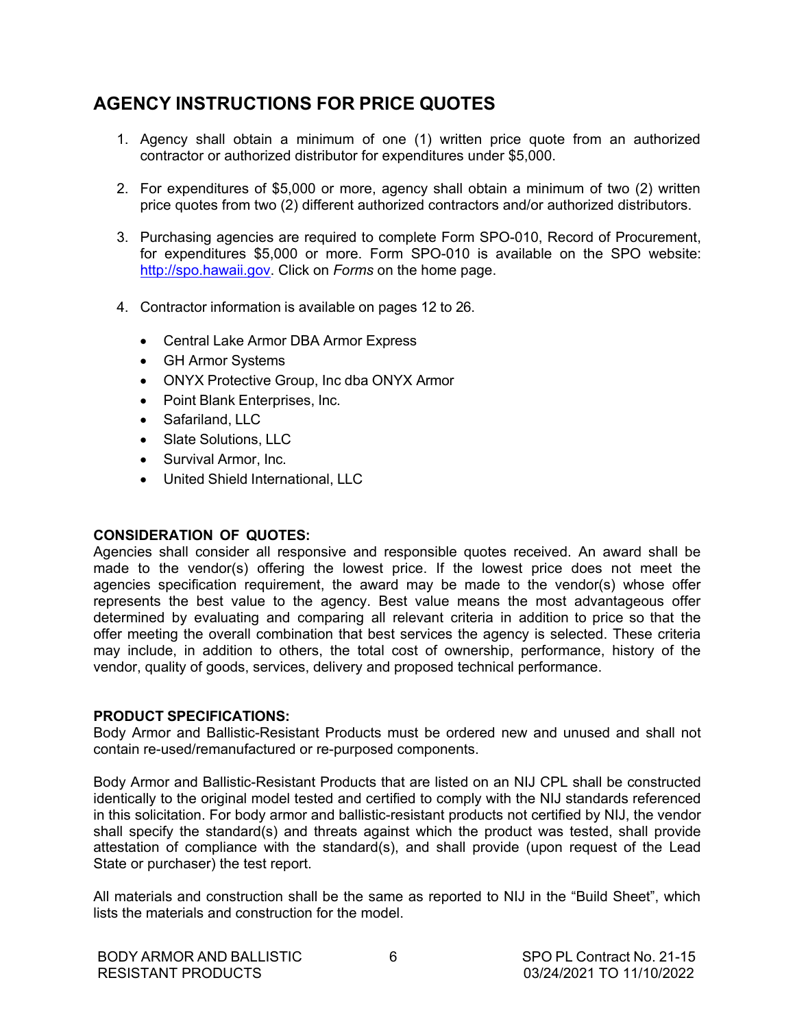## AGENCY INSTRUCTIONS FOR PRICE QUOTES

1. Agency shall obtain a minimum of one (1) written price quote from an authorized contractor or authorized distributor for expenditures under $5,000.

2. For expenditures of $5,000 or more, agency shall obtain a minimum of two (2) written price quotes from two (2) different authorized contractors and/or authorized distributors.

3. Purchasing agencies are required to complete Form SPO-010, Record of Procurement, for expenditures $5,000 or more. Form SPO-010 is available on the SPO website: http://spo.hawaii.gov. Click on *Forms* on the home page.

4. Contractor information is available on pages 12 to 26.

   - Central Lake Armor DBA Armor Express
   - GH Armor Systems
   - ONYX Protective Group, Inc dba ONYX Armor
   - Point Blank Enterprises, Inc.
   - Safariland, LLC
   - Slate Solutions, LLC
   - Survival Armor, Inc.
   - United Shield International, LLC

**CONSIDERATION OF QUOTES:**
Agencies shall consider all responsive and responsible quotes received. An award shall be made to the vendor(s) offering the lowest price. If the lowest price does not meet the agencies specification requirement, the award may be made to the vendor(s) whose offer represents the best value to the agency. Best value means the most advantageous offer determined by evaluating and comparing all relevant criteria in addition to price so that the offer meeting the overall combination that best services the agency is selected. These criteria may include, in addition to others, the total cost of ownership, performance, history of the vendor, quality of goods, services, delivery and proposed technical performance.

**PRODUCT SPECIFICATIONS:**
Body Armor and Ballistic-Resistant Products must be ordered new and unused and shall not contain re-used/remanufactured or re-purposed components.

Body Armor and Ballistic-Resistant Products that are listed on an NIJ CPL shall be constructed identically to the original model tested and certified to comply with the NIJ standards referenced in this solicitation. For body armor and ballistic-resistant products not certified by NIJ, the vendor shall specify the standard(s) and threats against which the product was tested, shall provide attestation of compliance with the standard(s), and shall provide (upon request of the Lead State or purchaser) the test report.

All materials and construction shall be the same as reported to NIJ in the "Build Sheet", which lists the materials and construction for the model.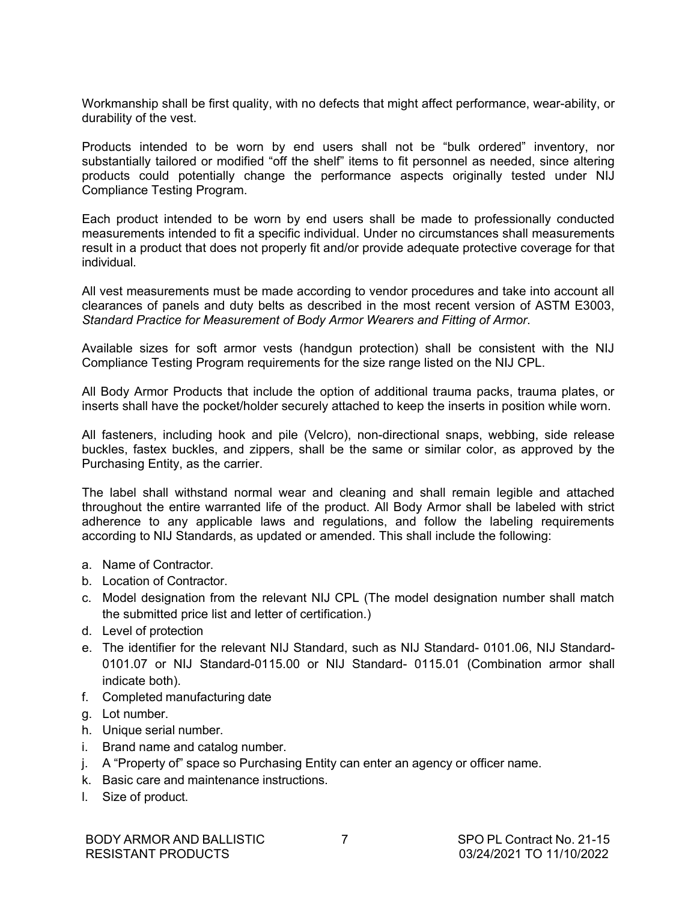Workmanship shall be first quality, with no defects that might affect performance, wear-ability, or durability of the vest.

Products intended to be worn by end users shall not be "bulk ordered" inventory, nor substantially tailored or modified "off the shelf" items to fit personnel as needed, since altering products could potentially change the performance aspects originally tested under NIJ Compliance Testing Program.

Each product intended to be worn by end users shall be made to professionally conducted measurements intended to fit a specific individual. Under no circumstances shall measurements result in a product that does not properly fit and/or provide adequate protective coverage for that individual.

All vest measurements must be made according to vendor procedures and take into account all clearances of panels and duty belts as described in the most recent version of ASTM E3003, *Standard Practice for Measurement of Body Armor Wearers and Fitting of Armor*.

Available sizes for soft armor vests (handgun protection) shall be consistent with the NIJ Compliance Testing Program requirements for the size range listed on the NIJ CPL.

All Body Armor Products that include the option of additional trauma packs, trauma plates, or inserts shall have the pocket/holder securely attached to keep the inserts in position while worn.

All fasteners, including hook and pile (Velcro), non-directional snaps, webbing, side release buckles, fastex buckles, and zippers, shall be the same or similar color, as approved by the Purchasing Entity, as the carrier.

The label shall withstand normal wear and cleaning and shall remain legible and attached throughout the entire warranted life of the product. All Body Armor shall be labeled with strict adherence to any applicable laws and regulations, and follow the labeling requirements according to NIJ Standards, as updated or amended. This shall include the following:

a. Name of Contractor.
b. Location of Contractor.
c. Model designation from the relevant NIJ CPL (The model designation number shall match the submitted price list and letter of certification.)
d. Level of protection
e. The identifier for the relevant NIJ Standard, such as NIJ Standard- 0101.06, NIJ Standard-0101.07 or NIJ Standard-0115.00 or NIJ Standard- 0115.01 (Combination armor shall indicate both).
f. Completed manufacturing date
g. Lot number.
h. Unique serial number.
i. Brand name and catalog number.
j. A "Property of" space so Purchasing Entity can enter an agency or officer name.
k. Basic care and maintenance instructions.
l. Size of product.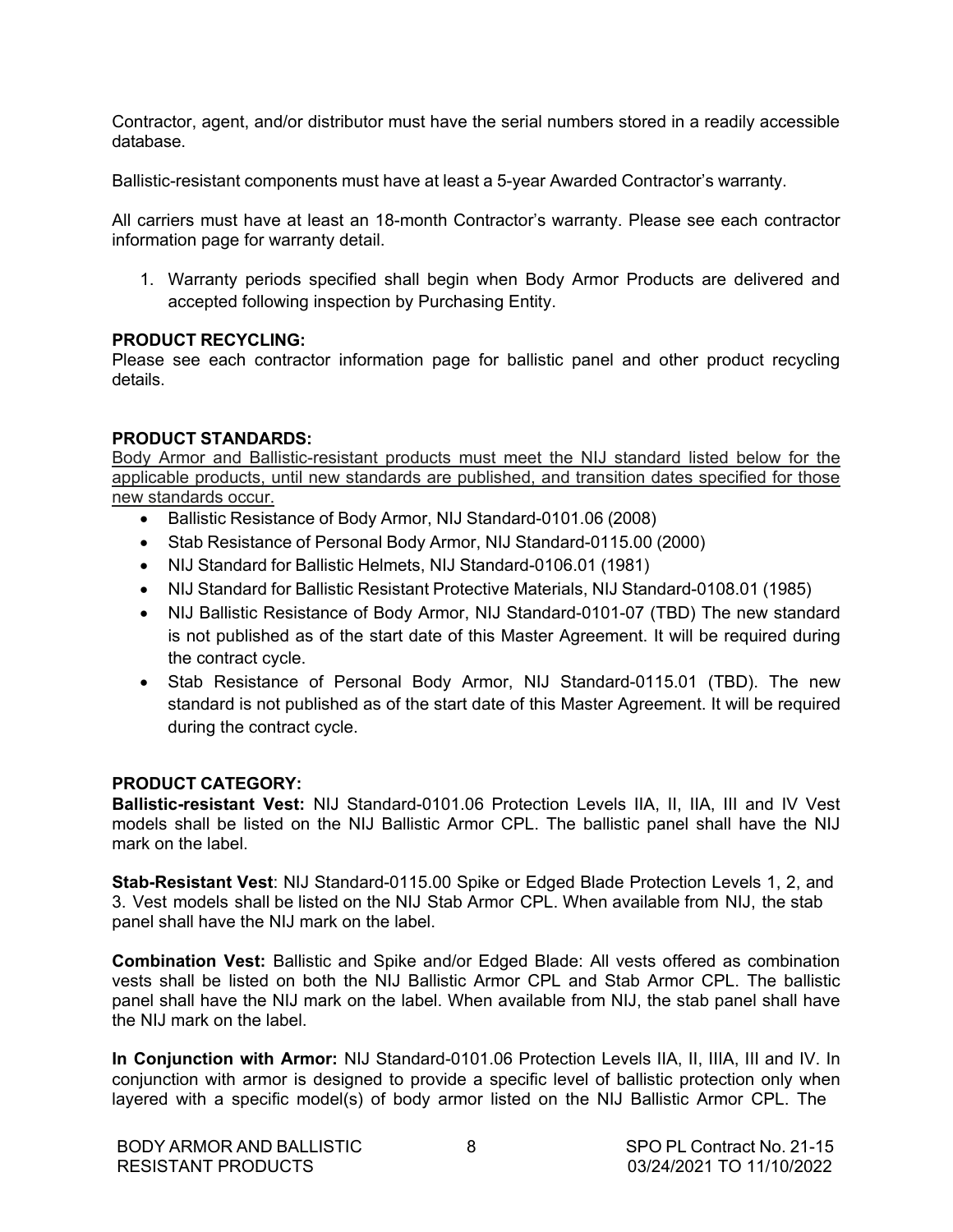Contractor, agent, and/or distributor must have the serial numbers stored in a readily accessible database.

Ballistic-resistant components must have at least a 5-year Awarded Contractor's warranty.

All carriers must have at least an 18-month Contractor's warranty. Please see each contractor information page for warranty detail.

1. Warranty periods specified shall begin when Body Armor Products are delivered and accepted following inspection by Purchasing Entity.

**PRODUCT RECYCLING:**
Please see each contractor information page for ballistic panel and other product recycling details.

**PRODUCT STANDARDS:**
<u>Body Armor and Ballistic-resistant products must meet the NIJ standard listed below for the applicable products, until new standards are published, and transition dates specified for those new standards occur.</u>

- Ballistic Resistance of Body Armor, NIJ Standard-0101.06 (2008)
- Stab Resistance of Personal Body Armor, NIJ Standard-0115.00 (2000)
- NIJ Standard for Ballistic Helmets, NIJ Standard-0106.01 (1981)
- NIJ Standard for Ballistic Resistant Protective Materials, NIJ Standard-0108.01 (1985)
- NIJ Ballistic Resistance of Body Armor, NIJ Standard-0101-07 (TBD) The new standard is not published as of the start date of this Master Agreement. It will be required during the contract cycle.
- Stab Resistance of Personal Body Armor, NIJ Standard-0115.01 (TBD). The new standard is not published as of the start date of this Master Agreement. It will be required during the contract cycle.

**PRODUCT CATEGORY:**
**Ballistic-resistant Vest:** NIJ Standard-0101.06 Protection Levels IIA, II, IIA, III and IV Vest models shall be listed on the NIJ Ballistic Armor CPL. The ballistic panel shall have the NIJ mark on the label.

**Stab-Resistant Vest**: NIJ Standard-0115.00 Spike or Edged Blade Protection Levels 1, 2, and 3. Vest models shall be listed on the NIJ Stab Armor CPL. When available from NIJ, the stab panel shall have the NIJ mark on the label.

**Combination Vest:** Ballistic and Spike and/or Edged Blade: All vests offered as combination vests shall be listed on both the NIJ Ballistic Armor CPL and Stab Armor CPL. The ballistic panel shall have the NIJ mark on the label. When available from NIJ, the stab panel shall have the NIJ mark on the label.

**In Conjunction with Armor:** NIJ Standard-0101.06 Protection Levels IIA, II, IIIA, III and IV. In conjunction with armor is designed to provide a specific level of ballistic protection only when layered with a specific model(s) of body armor listed on the NIJ Ballistic Armor CPL. The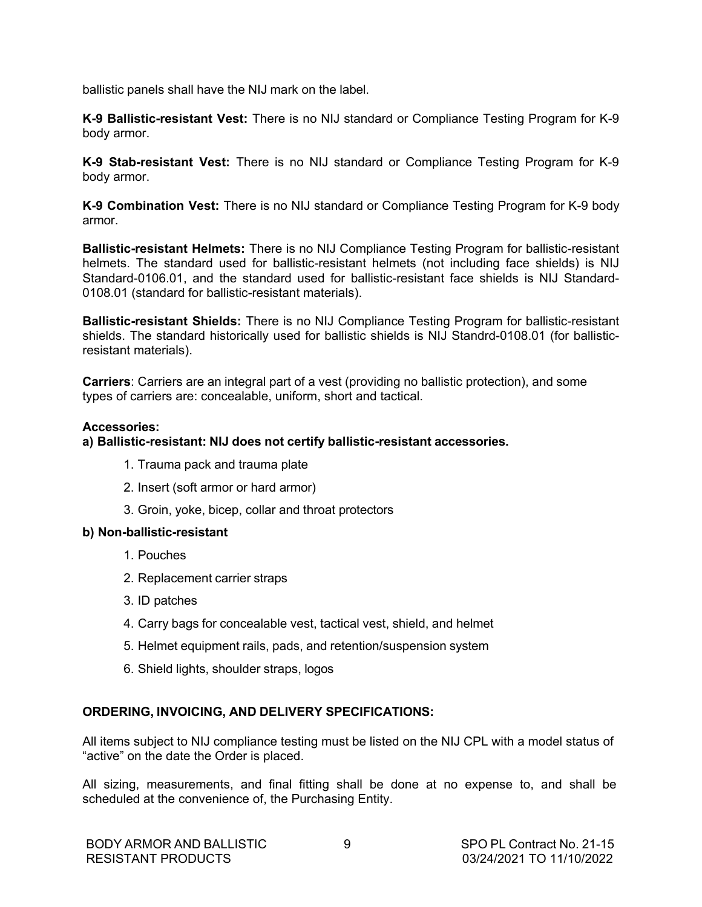ballistic panels shall have the NIJ mark on the label.

**K-9 Ballistic-resistant Vest:** There is no NIJ standard or Compliance Testing Program for K-9 body armor.

**K-9 Stab-resistant Vest:** There is no NIJ standard or Compliance Testing Program for K-9 body armor.

**K-9 Combination Vest:** There is no NIJ standard or Compliance Testing Program for K-9 body armor.

**Ballistic-resistant Helmets:** There is no NIJ Compliance Testing Program for ballistic-resistant helmets. The standard used for ballistic-resistant helmets (not including face shields) is NIJ Standard-0106.01, and the standard used for ballistic-resistant face shields is NIJ Standard-0108.01 (standard for ballistic-resistant materials).

**Ballistic-resistant Shields:** There is no NIJ Compliance Testing Program for ballistic-resistant shields. The standard historically used for ballistic shields is NIJ Standrd-0108.01 (for ballistic-resistant materials).

**Carriers**: Carriers are an integral part of a vest (providing no ballistic protection), and some types of carriers are: concealable, uniform, short and tactical.

**Accessories:**

**a) Ballistic-resistant: NIJ does not certify ballistic-resistant accessories.**

1. Trauma pack and trauma plate
2. Insert (soft armor or hard armor)
3. Groin, yoke, bicep, collar and throat protectors

**b) Non-ballistic-resistant**

1. Pouches
2. Replacement carrier straps
3. ID patches
4. Carry bags for concealable vest, tactical vest, shield, and helmet
5. Helmet equipment rails, pads, and retention/suspension system
6. Shield lights, shoulder straps, logos

## ORDERING, INVOICING, AND DELIVERY SPECIFICATIONS:

All items subject to NIJ compliance testing must be listed on the NIJ CPL with a model status of "active" on the date the Order is placed.

All sizing, measurements, and final fitting shall be done at no expense to, and shall be scheduled at the convenience of, the Purchasing Entity.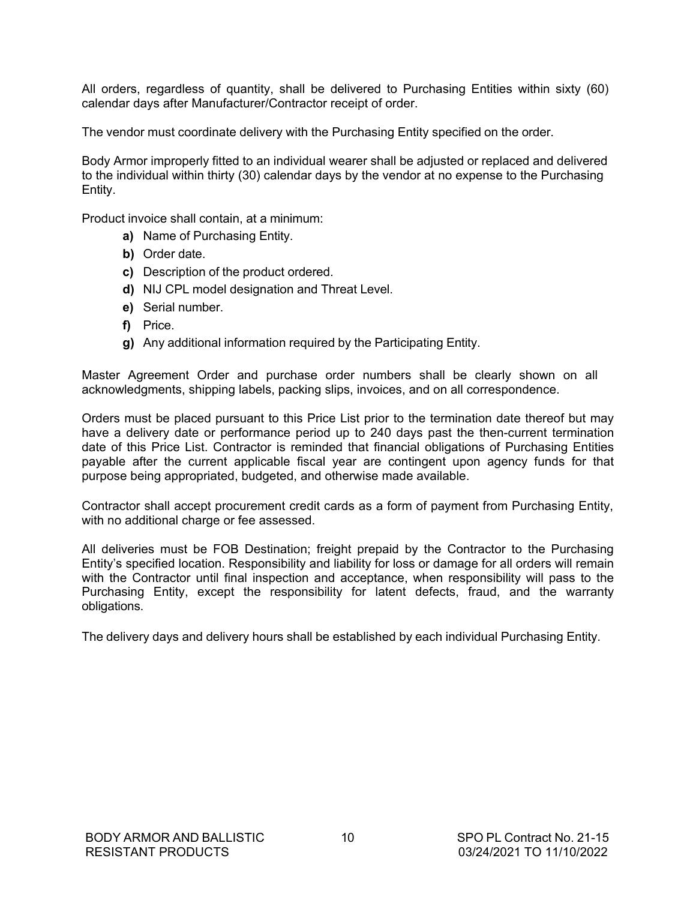All orders, regardless of quantity, shall be delivered to Purchasing Entities within sixty (60) calendar days after Manufacturer/Contractor receipt of order.

The vendor must coordinate delivery with the Purchasing Entity specified on the order.

Body Armor improperly fitted to an individual wearer shall be adjusted or replaced and delivered to the individual within thirty (30) calendar days by the vendor at no expense to the Purchasing Entity.

Product invoice shall contain, at a minimum:

- **a)** Name of Purchasing Entity.
- **b)** Order date.
- **c)** Description of the product ordered.
- **d)** NIJ CPL model designation and Threat Level.
- **e)** Serial number.
- **f)** Price.
- **g)** Any additional information required by the Participating Entity.

Master Agreement Order and purchase order numbers shall be clearly shown on all acknowledgments, shipping labels, packing slips, invoices, and on all correspondence.

Orders must be placed pursuant to this Price List prior to the termination date thereof but may have a delivery date or performance period up to 240 days past the then-current termination date of this Price List. Contractor is reminded that financial obligations of Purchasing Entities payable after the current applicable fiscal year are contingent upon agency funds for that purpose being appropriated, budgeted, and otherwise made available.

Contractor shall accept procurement credit cards as a form of payment from Purchasing Entity, with no additional charge or fee assessed.

All deliveries must be FOB Destination; freight prepaid by the Contractor to the Purchasing Entity's specified location. Responsibility and liability for loss or damage for all orders will remain with the Contractor until final inspection and acceptance, when responsibility will pass to the Purchasing Entity, except the responsibility for latent defects, fraud, and the warranty obligations.

The delivery days and delivery hours shall be established by each individual Purchasing Entity.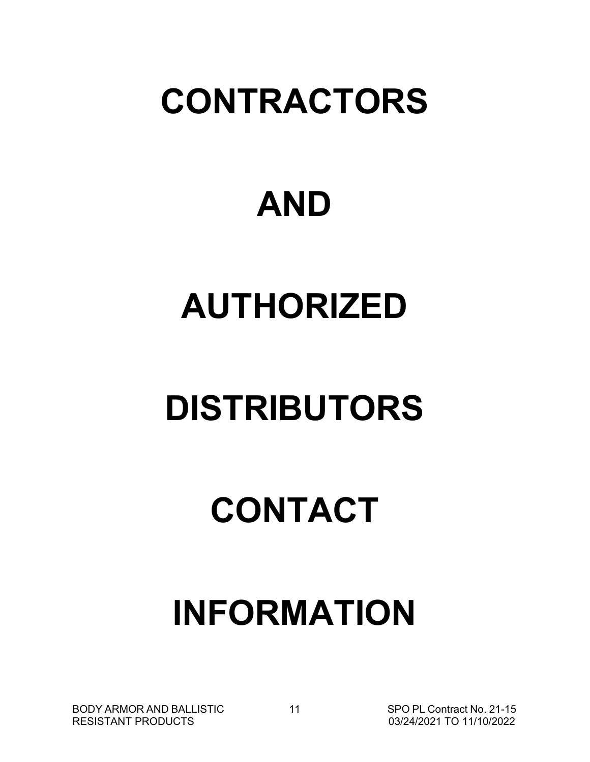# CONTRACTORS

# AND

# AUTHORIZED

# DISTRIBUTORS

# CONTACT

# INFORMATION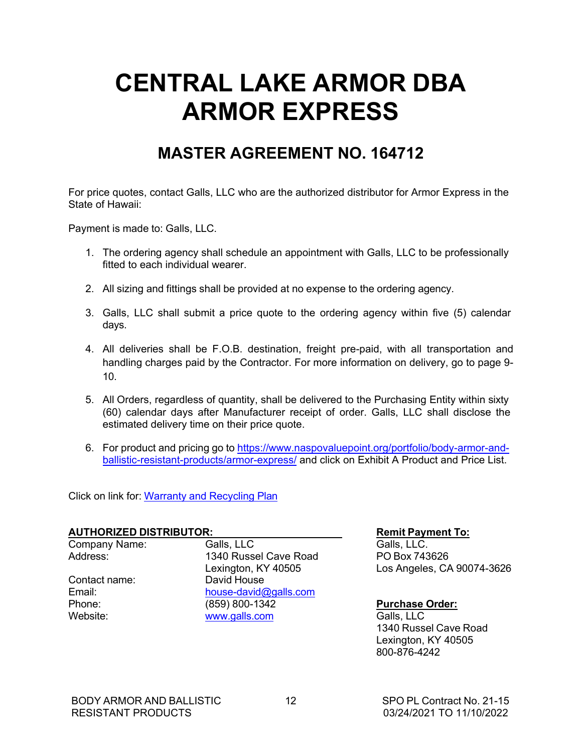# CENTRAL LAKE ARMOR DBA ARMOR EXPRESS

## MASTER AGREEMENT NO. 164712

For price quotes, contact Galls, LLC who are the authorized distributor for Armor Express in the State of Hawaii:

Payment is made to: Galls, LLC.

1. The ordering agency shall schedule an appointment with Galls, LLC to be professionally fitted to each individual wearer.
2. All sizing and fittings shall be provided at no expense to the ordering agency.
3. Galls, LLC shall submit a price quote to the ordering agency within five (5) calendar days.
4. All deliveries shall be F.O.B. destination, freight pre-paid, with all transportation and handling charges paid by the Contractor. For more information on delivery, go to page 9-10.
5. All Orders, regardless of quantity, shall be delivered to the Purchasing Entity within sixty (60) calendar days after Manufacturer receipt of order. Galls, LLC shall disclose the estimated delivery time on their price quote.
6. For product and pricing go to https://www.naspovaluepoint.org/portfolio/body-armor-and-ballistic-resistant-products/armor-express/ and click on Exhibit A Product and Price List.

Click on link for: Warranty and Recycling Plan

**AUTHORIZED DISTRIBUTOR:**

| | |
|---|---|
| Company Name: | Galls, LLC |
| Address: | 1340 Russel Cave Road<br>Lexington, KY 40505 |
| Contact name: | David House |
| Email: | house-david@galls.com |
| Phone: | (859) 800-1342 |
| Website: | www.galls.com |

**Remit Payment To:**
Galls, LLC.
PO Box 743626
Los Angeles, CA 90074-3626

**Purchase Order:**
Galls, LLC
1340 Russel Cave Road
Lexington, KY 40505
800-876-4242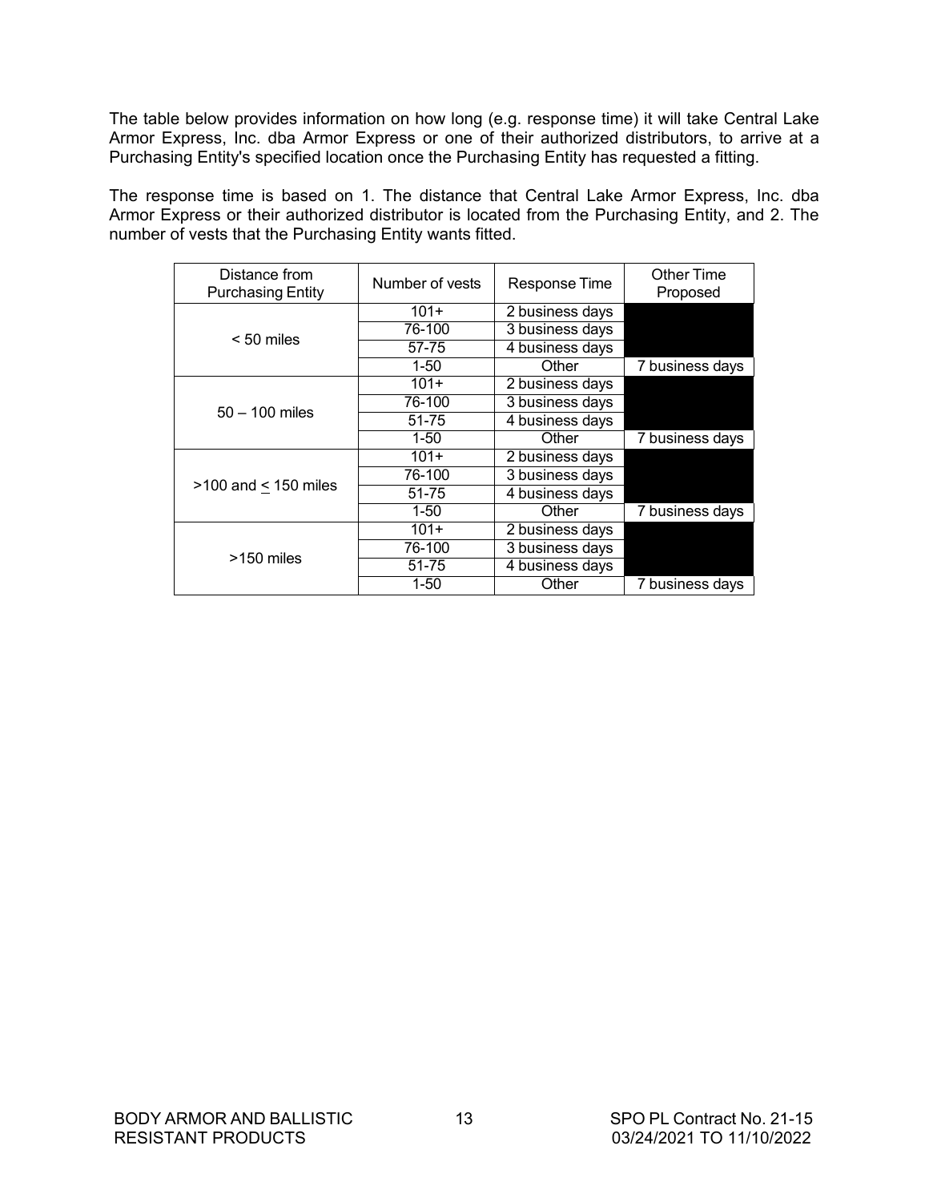The table below provides information on how long (e.g. response time) it will take Central Lake Armor Express, Inc. dba Armor Express or one of their authorized distributors, to arrive at a Purchasing Entity's specified location once the Purchasing Entity has requested a fitting.

The response time is based on 1. The distance that Central Lake Armor Express, Inc. dba Armor Express or their authorized distributor is located from the Purchasing Entity, and 2. The number of vests that the Purchasing Entity wants fitted.

| Distance from Purchasing Entity | Number of vests | Response Time | Other Time Proposed |
|---|---|---|---|
| < 50 miles | 101+ | 2 business days | |
| | 76-100 | 3 business days | |
| | 57-75 | 4 business days | |
| | 1-50 | Other | 7 business days |
| 50 – 100 miles | 101+ | 2 business days | |
| | 76-100 | 3 business days | |
| | 51-75 | 4 business days | |
| | 1-50 | Other | 7 business days |
| >100 and ≤ 150 miles | 101+ | 2 business days | |
| | 76-100 | 3 business days | |
| | 51-75 | 4 business days | |
| | 1-50 | Other | 7 business days |
| >150 miles | 101+ | 2 business days | |
| | 76-100 | 3 business days | |
| | 51-75 | 4 business days | |
| | 1-50 | Other | 7 business days |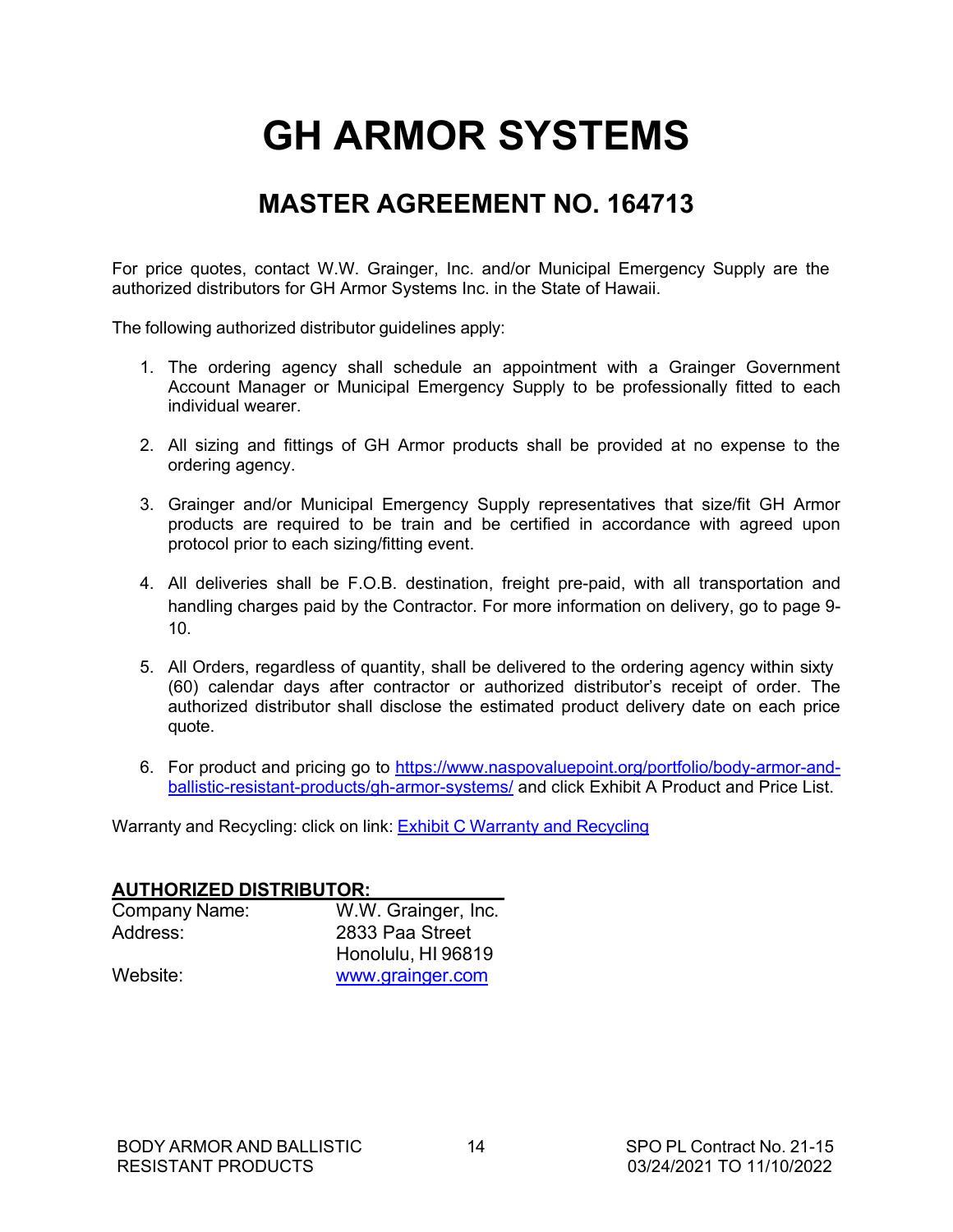# GH ARMOR SYSTEMS

## MASTER AGREEMENT NO. 164713

For price quotes, contact W.W. Grainger, Inc. and/or Municipal Emergency Supply are the authorized distributors for GH Armor Systems Inc. in the State of Hawaii.

The following authorized distributor guidelines apply:

1. The ordering agency shall schedule an appointment with a Grainger Government Account Manager or Municipal Emergency Supply to be professionally fitted to each individual wearer.

2. All sizing and fittings of GH Armor products shall be provided at no expense to the ordering agency.

3. Grainger and/or Municipal Emergency Supply representatives that size/fit GH Armor products are required to be train and be certified in accordance with agreed upon protocol prior to each sizing/fitting event.

4. All deliveries shall be F.O.B. destination, freight pre-paid, with all transportation and handling charges paid by the Contractor. For more information on delivery, go to page 9-10.

5. All Orders, regardless of quantity, shall be delivered to the ordering agency within sixty (60) calendar days after contractor or authorized distributor's receipt of order. The authorized distributor shall disclose the estimated product delivery date on each price quote.

6. For product and pricing go to https://www.naspovaluepoint.org/portfolio/body-armor-and-ballistic-resistant-products/gh-armor-systems/ and click Exhibit A Product and Price List.

Warranty and Recycling: click on link: Exhibit C Warranty and Recycling

**AUTHORIZED DISTRIBUTOR:**

| | |
|---|---|
| Company Name: | W.W. Grainger, Inc. |
| Address: | 2833 Paa Street<br>Honolulu, HI 96819 |
| Website: | www.grainger.com |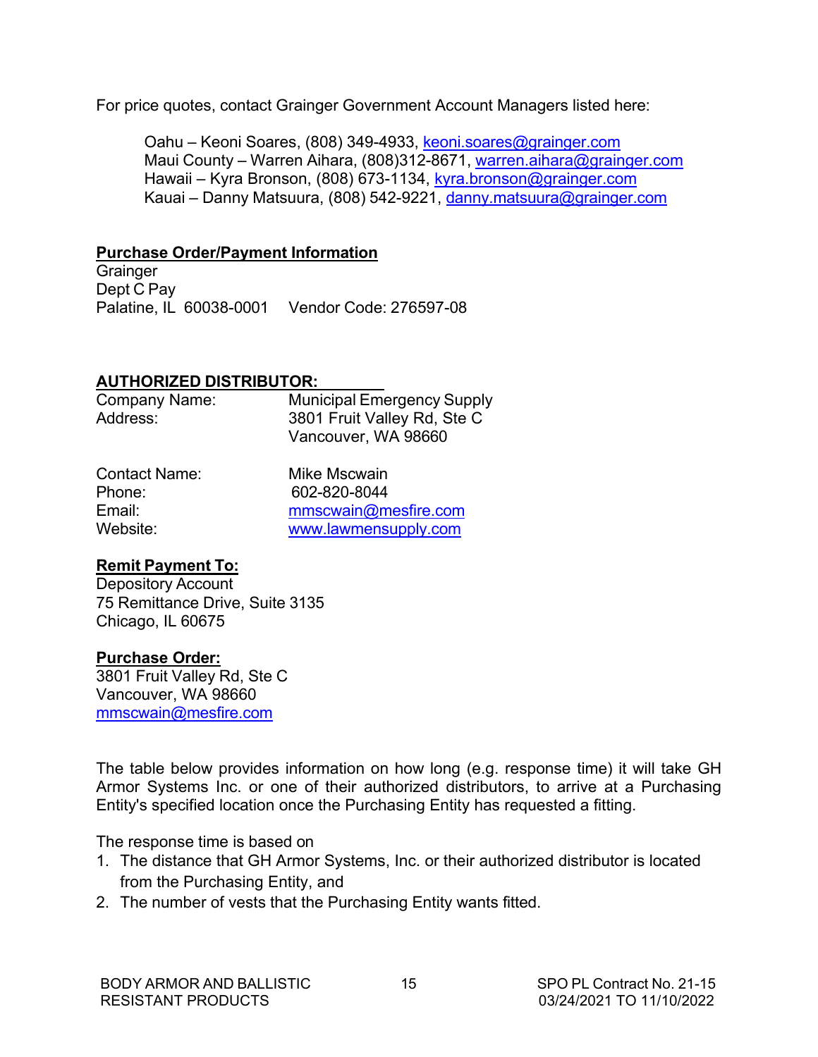For price quotes, contact Grainger Government Account Managers listed here:

Oahu – Keoni Soares, (808) 349-4933, keoni.soares@grainger.com
Maui County – Warren Aihara, (808)312-8671, warren.aihara@grainger.com
Hawaii – Kyra Bronson, (808) 673-1134, kyra.bronson@grainger.com
Kauai – Danny Matsuura, (808) 542-9221, danny.matsuura@grainger.com

**Purchase Order/Payment Information**
Grainger
Dept C Pay
Palatine, IL 60038-0001    Vendor Code: 276597-08

**AUTHORIZED DISTRIBUTOR:**

| | |
|---|---|
| Company Name: | Municipal Emergency Supply |
| Address: | 3801 Fruit Valley Rd, Ste C<br>Vancouver, WA 98660 |
| Contact Name: | Mike Mscwain |
| Phone: | 602-820-8044 |
| Email: | mmscwain@mesfire.com |
| Website: | www.lawmensupply.com |

**Remit Payment To:**
Depository Account
75 Remittance Drive, Suite 3135
Chicago, IL 60675

**Purchase Order:**
3801 Fruit Valley Rd, Ste C
Vancouver, WA 98660
mmscwain@mesfire.com

The table below provides information on how long (e.g. response time) it will take GH Armor Systems Inc. or one of their authorized distributors, to arrive at a Purchasing Entity's specified location once the Purchasing Entity has requested a fitting.

The response time is based on

1. The distance that GH Armor Systems, Inc. or their authorized distributor is located from the Purchasing Entity, and
2. The number of vests that the Purchasing Entity wants fitted.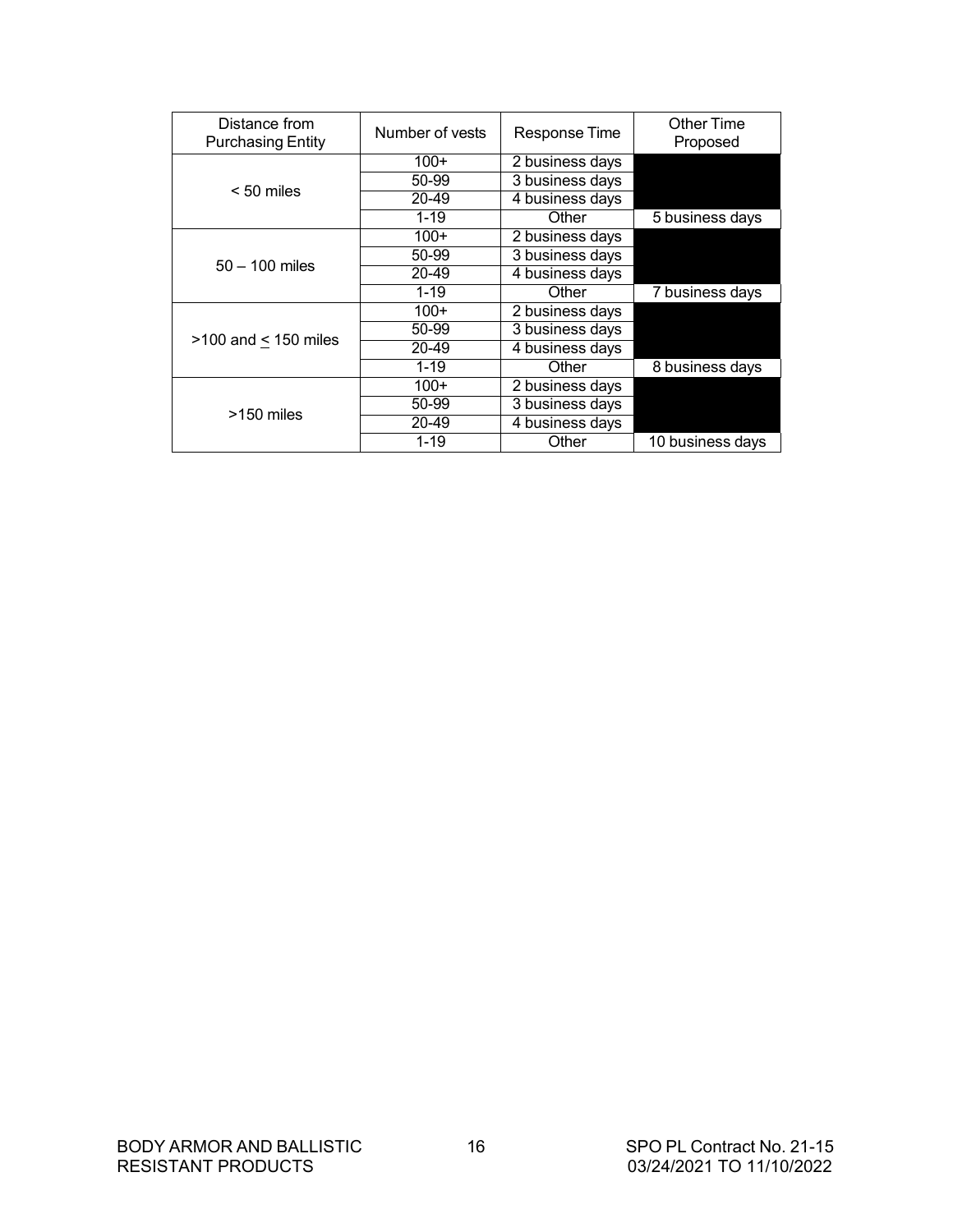| Distance from Purchasing Entity | Number of vests | Response Time | Other Time Proposed |
| --- | --- | --- | --- |
| < 50 miles | 100+ | 2 business days | |
| | 50-99 | 3 business days | |
| | 20-49 | 4 business days | |
| | 1-19 | Other | 5 business days |
| 50 – 100 miles | 100+ | 2 business days | |
| | 50-99 | 3 business days | |
| | 20-49 | 4 business days | |
| | 1-19 | Other | 7 business days |
| >100 and ≤ 150 miles | 100+ | 2 business days | |
| | 50-99 | 3 business days | |
| | 20-49 | 4 business days | |
| | 1-19 | Other | 8 business days |
| >150 miles | 100+ | 2 business days | |
| | 50-99 | 3 business days | |
| | 20-49 | 4 business days | |
| | 1-19 | Other | 10 business days |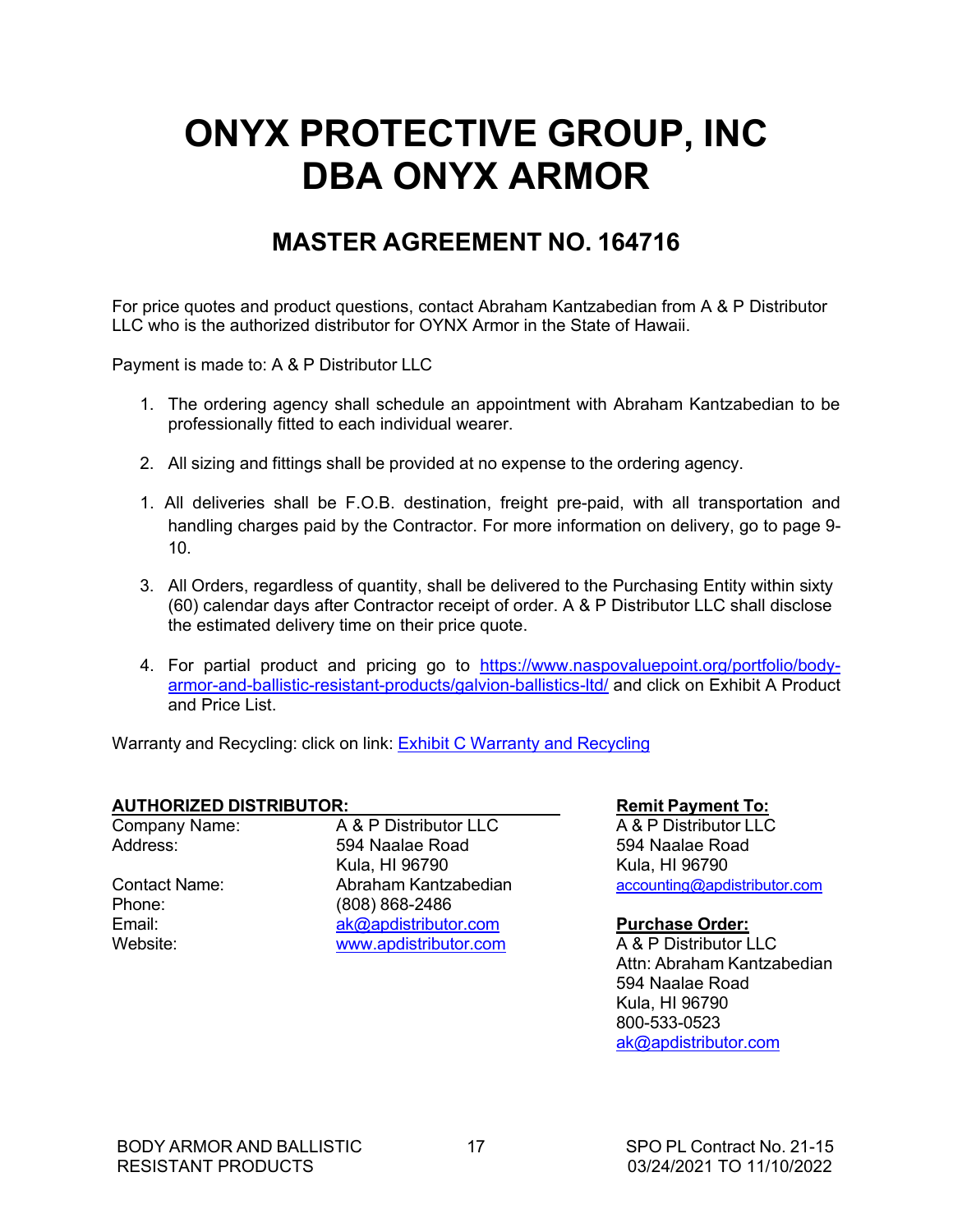# ONYX PROTECTIVE GROUP, INC DBA ONYX ARMOR

## MASTER AGREEMENT NO. 164716

For price quotes and product questions, contact Abraham Kantzabedian from A & P Distributor LLC who is the authorized distributor for OYNX Armor in the State of Hawaii.

Payment is made to: A & P Distributor LLC

1. The ordering agency shall schedule an appointment with Abraham Kantzabedian to be professionally fitted to each individual wearer.

2. All sizing and fittings shall be provided at no expense to the ordering agency.

1. All deliveries shall be F.O.B. destination, freight pre-paid, with all transportation and handling charges paid by the Contractor. For more information on delivery, go to page 9-10.

3. All Orders, regardless of quantity, shall be delivered to the Purchasing Entity within sixty (60) calendar days after Contractor receipt of order. A & P Distributor LLC shall disclose the estimated delivery time on their price quote.

4. For partial product and pricing go to https://www.naspovaluepoint.org/portfolio/body-armor-and-ballistic-resistant-products/galvion-ballistics-ltd/ and click on Exhibit A Product and Price List.

Warranty and Recycling: click on link: Exhibit C Warranty and Recycling

**AUTHORIZED DISTRIBUTOR:**

| | |
|---|---|
| Company Name: | A & P Distributor LLC |
| Address: | 594 Naalae Road<br>Kula, HI 96790 |
| Contact Name: | Abraham Kantzabedian |
| Phone: | (808) 868-2486 |
| Email: | ak@apdistributor.com |
| Website: | www.apdistributor.com |

**Remit Payment To:**

A & P Distributor LLC
594 Naalae Road
Kula, HI 96790
accounting@apdistributor.com

**Purchase Order:**

A & P Distributor LLC
Attn: Abraham Kantzabedian
594 Naalae Road
Kula, HI 96790
800-533-0523
ak@apdistributor.com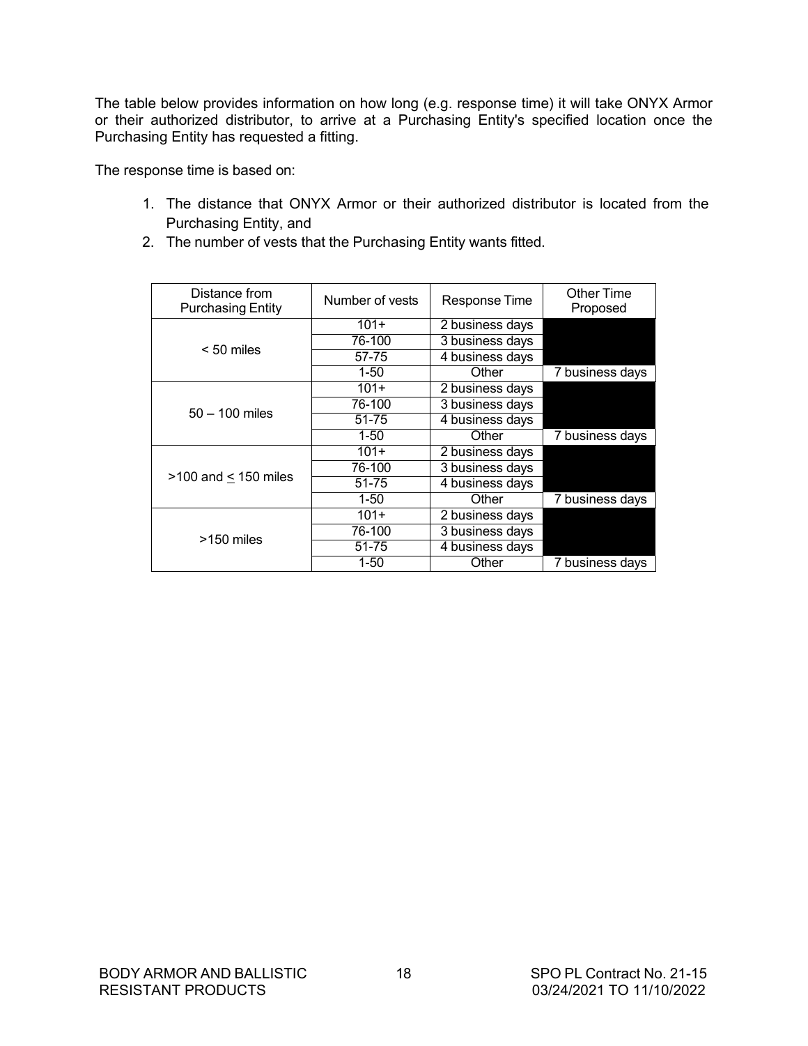The table below provides information on how long (e.g. response time) it will take ONYX Armor or their authorized distributor, to arrive at a Purchasing Entity's specified location once the Purchasing Entity has requested a fitting.

The response time is based on:

1. The distance that ONYX Armor or their authorized distributor is located from the Purchasing Entity, and
2. The number of vests that the Purchasing Entity wants fitted.

| Distance from Purchasing Entity | Number of vests | Response Time | Other Time Proposed |
|---|---|---|---|
| < 50 miles | 101+ | 2 business days | |
| | 76-100 | 3 business days | |
| | 57-75 | 4 business days | |
| | 1-50 | Other | 7 business days |
| 50 – 100 miles | 101+ | 2 business days | |
| | 76-100 | 3 business days | |
| | 51-75 | 4 business days | |
| | 1-50 | Other | 7 business days |
| >100 and ≤ 150 miles | 101+ | 2 business days | |
| | 76-100 | 3 business days | |
| | 51-75 | 4 business days | |
| | 1-50 | Other | 7 business days |
| >150 miles | 101+ | 2 business days | |
| | 76-100 | 3 business days | |
| | 51-75 | 4 business days | |
| | 1-50 | Other | 7 business days |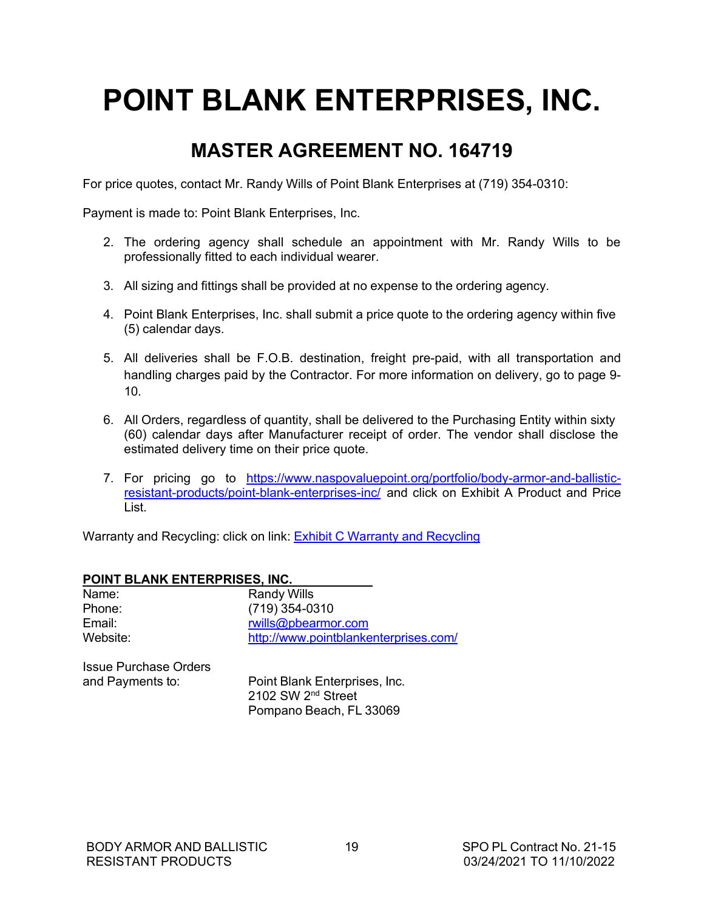# POINT BLANK ENTERPRISES, INC.

## MASTER AGREEMENT NO. 164719

For price quotes, contact Mr. Randy Wills of Point Blank Enterprises at (719) 354-0310:

Payment is made to: Point Blank Enterprises, Inc.

2. The ordering agency shall schedule an appointment with Mr. Randy Wills to be professionally fitted to each individual wearer.

3. All sizing and fittings shall be provided at no expense to the ordering agency.

4. Point Blank Enterprises, Inc. shall submit a price quote to the ordering agency within five (5) calendar days.

5. All deliveries shall be F.O.B. destination, freight pre-paid, with all transportation and handling charges paid by the Contractor. For more information on delivery, go to page 9-10.

6. All Orders, regardless of quantity, shall be delivered to the Purchasing Entity within sixty (60) calendar days after Manufacturer receipt of order. The vendor shall disclose the estimated delivery time on their price quote.

7. For pricing go to https://www.naspovaluepoint.org/portfolio/body-armor-and-ballistic-resistant-products/point-blank-enterprises-inc/ and click on Exhibit A Product and Price List.

Warranty and Recycling: click on link: Exhibit C Warranty and Recycling

**POINT BLANK ENTERPRISES, INC.**

| | |
|---|---|
| Name: | Randy Wills |
| Phone: | (719) 354-0310 |
| Email: | rwills@pbearmor.com |
| Website: | http://www.pointblankenterprises.com/ |

Issue Purchase Orders and Payments to:

Point Blank Enterprises, Inc.
2102 SW 2nd Street
Pompano Beach, FL 33069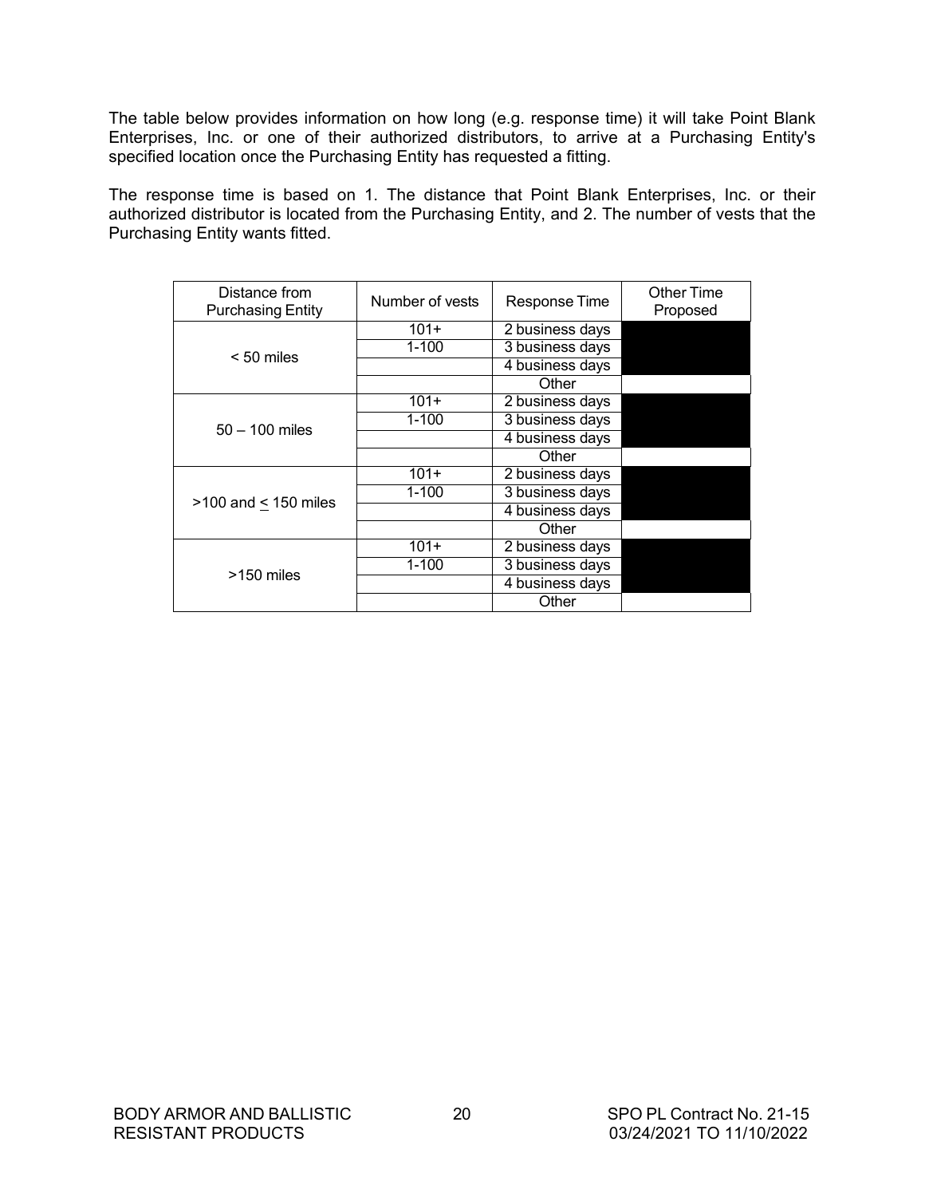The table below provides information on how long (e.g. response time) it will take Point Blank Enterprises, Inc. or one of their authorized distributors, to arrive at a Purchasing Entity's specified location once the Purchasing Entity has requested a fitting.

The response time is based on 1. The distance that Point Blank Enterprises, Inc. or their authorized distributor is located from the Purchasing Entity, and 2. The number of vests that the Purchasing Entity wants fitted.

| Distance from Purchasing Entity | Number of vests | Response Time | Other Time Proposed |
|---|---|---|---|
| < 50 miles | 101+ | 2 business days | |
| | 1-100 | 3 business days | |
| | | 4 business days | |
| | | Other | |
| 50 – 100 miles | 101+ | 2 business days | |
| | 1-100 | 3 business days | |
| | | 4 business days | |
| | | Other | |
| >100 and ≤ 150 miles | 101+ | 2 business days | |
| | 1-100 | 3 business days | |
| | | 4 business days | |
| | | Other | |
| >150 miles | 101+ | 2 business days | |
| | 1-100 | 3 business days | |
| | | 4 business days | |
| | | Other | |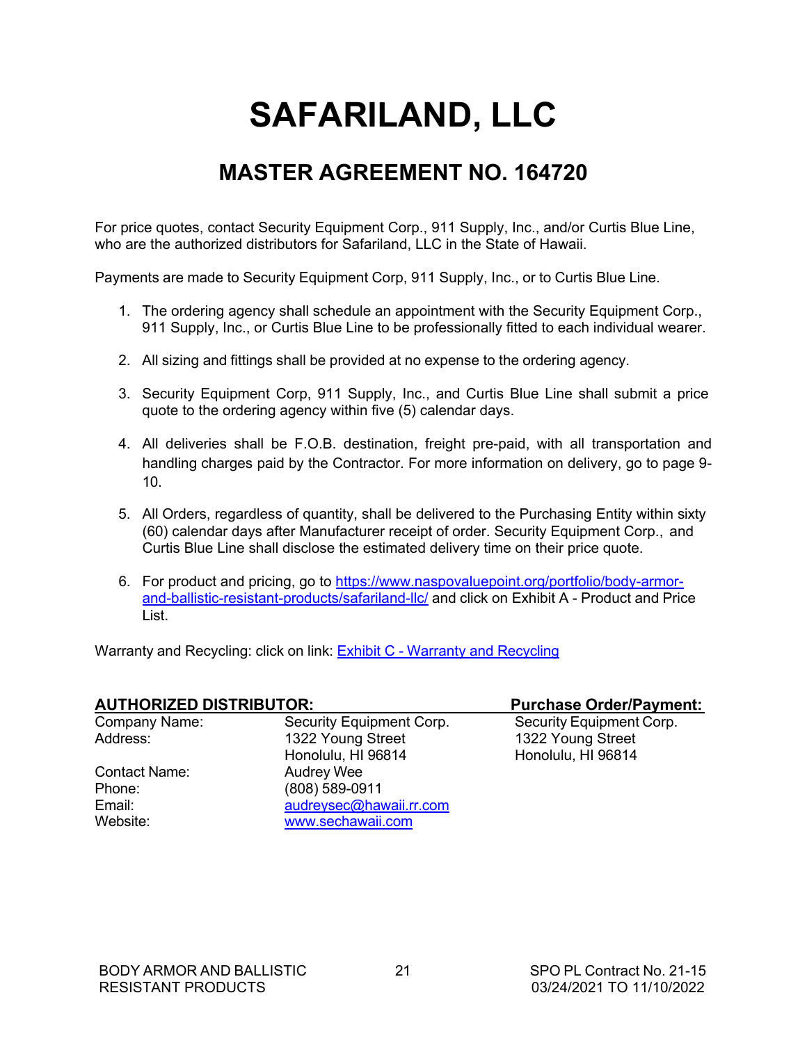# SAFARILAND, LLC

## MASTER AGREEMENT NO. 164720

For price quotes, contact Security Equipment Corp., 911 Supply, Inc., and/or Curtis Blue Line, who are the authorized distributors for Safariland, LLC in the State of Hawaii.

Payments are made to Security Equipment Corp, 911 Supply, Inc., or to Curtis Blue Line.

1. The ordering agency shall schedule an appointment with the Security Equipment Corp., 911 Supply, Inc., or Curtis Blue Line to be professionally fitted to each individual wearer.
2. All sizing and fittings shall be provided at no expense to the ordering agency.
3. Security Equipment Corp, 911 Supply, Inc., and Curtis Blue Line shall submit a price quote to the ordering agency within five (5) calendar days.
4. All deliveries shall be F.O.B. destination, freight pre-paid, with all transportation and handling charges paid by the Contractor. For more information on delivery, go to page 9-10.
5. All Orders, regardless of quantity, shall be delivered to the Purchasing Entity within sixty (60) calendar days after Manufacturer receipt of order. Security Equipment Corp., and Curtis Blue Line shall disclose the estimated delivery time on their price quote.
6. For product and pricing, go to [https://www.naspovaluepoint.org/portfolio/body-armor-and-ballistic-resistant-products/safariland-llc/](https://www.naspovaluepoint.org/portfolio/body-armor-and-ballistic-resistant-products/safariland-llc/) and click on Exhibit A - Product and Price List.

Warranty and Recycling: click on link: Exhibit C - Warranty and Recycling

| **AUTHORIZED DISTRIBUTOR:** | | **Purchase Order/Payment:** |
|---|---|---|
| Company Name: | Security Equipment Corp. | Security Equipment Corp. |
| Address: | 1322 Young Street<br>Honolulu, HI 96814 | 1322 Young Street<br>Honolulu, HI 96814 |
| Contact Name: | Audrey Wee | |
| Phone: | (808) 589-0911 | |
| Email: | audreysec@hawaii.rr.com | |
| Website: | www.sechawaii.com | |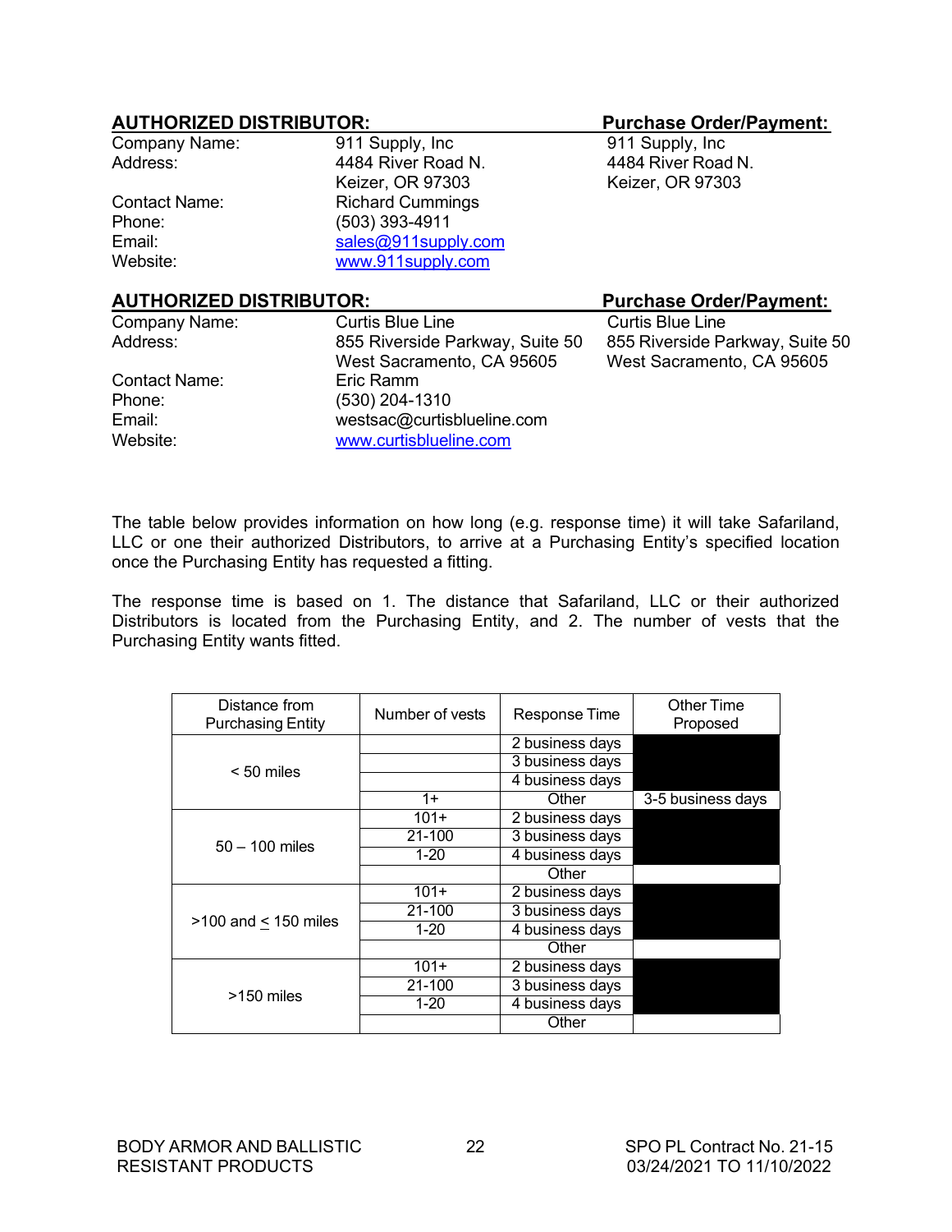| **AUTHORIZED DISTRIBUTOR:** | | **Purchase Order/Payment:** |
|---|---|---|
| Company Name: | 911 Supply, Inc | 911 Supply, Inc |
| Address: | 4484 River Road N.<br>Keizer, OR 97303 | 4484 River Road N.<br>Keizer, OR 97303 |
| Contact Name: | Richard Cummings | |
| Phone: | (503) 393-4911 | |
| Email: | sales@911supply.com | |
| Website: | www.911supply.com | |

| **AUTHORIZED DISTRIBUTOR:** | | **Purchase Order/Payment:** |
|---|---|---|
| Company Name: | Curtis Blue Line | Curtis Blue Line |
| Address: | 855 Riverside Parkway, Suite 50<br>West Sacramento, CA 95605 | 855 Riverside Parkway, Suite 50<br>West Sacramento, CA 95605 |
| Contact Name: | Eric Ramm | |
| Phone: | (530) 204-1310 | |
| Email: | westsac@curtisblueline.com | |
| Website: | www.curtisblueline.com | |

The table below provides information on how long (e.g. response time) it will take Safariland, LLC or one their authorized Distributors, to arrive at a Purchasing Entity's specified location once the Purchasing Entity has requested a fitting.

The response time is based on 1. The distance that Safariland, LLC or their authorized Distributors is located from the Purchasing Entity, and 2. The number of vests that the Purchasing Entity wants fitted.

| Distance from Purchasing Entity | Number of vests | Response Time | Other Time Proposed |
|---|---|---|---|
| < 50 miles | | 2 business days | |
| | | 3 business days | |
| | | 4 business days | |
| | 1+ | Other | 3-5 business days |
| 50 – 100 miles | 101+ | 2 business days | |
| | 21-100 | 3 business days | |
| | 1-20 | 4 business days | |
| | | Other | |
| >100 and ≤ 150 miles | 101+ | 2 business days | |
| | 21-100 | 3 business days | |
| | 1-20 | 4 business days | |
| | | Other | |
| >150 miles | 101+ | 2 business days | |
| | 21-100 | 3 business days | |
| | 1-20 | 4 business days | |
| | | Other | |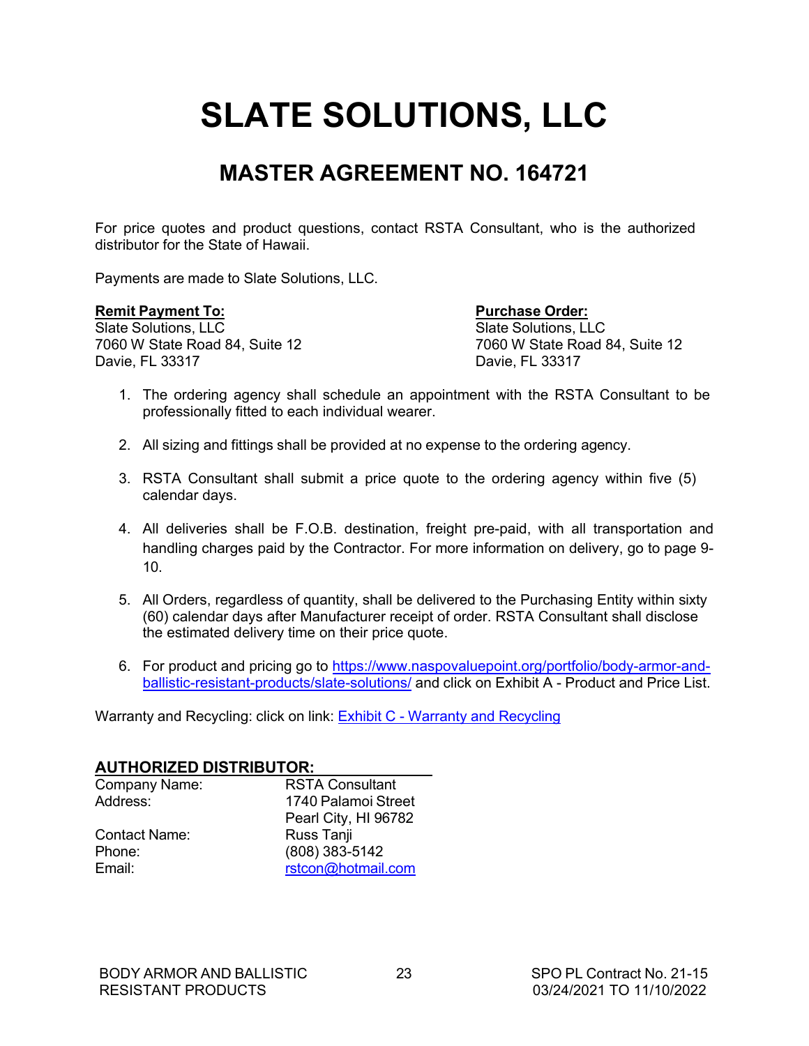# SLATE SOLUTIONS, LLC

## MASTER AGREEMENT NO. 164721

For price quotes and product questions, contact RSTA Consultant, who is the authorized distributor for the State of Hawaii.

Payments are made to Slate Solutions, LLC.

**Remit Payment To:**
Slate Solutions, LLC
7060 W State Road 84, Suite 12
Davie, FL 33317

**Purchase Order:**
Slate Solutions, LLC
7060 W State Road 84, Suite 12
Davie, FL 33317

1. The ordering agency shall schedule an appointment with the RSTA Consultant to be professionally fitted to each individual wearer.

2. All sizing and fittings shall be provided at no expense to the ordering agency.

3. RSTA Consultant shall submit a price quote to the ordering agency within five (5) calendar days.

4. All deliveries shall be F.O.B. destination, freight pre-paid, with all transportation and handling charges paid by the Contractor. For more information on delivery, go to page 9-10.

5. All Orders, regardless of quantity, shall be delivered to the Purchasing Entity within sixty (60) calendar days after Manufacturer receipt of order. RSTA Consultant shall disclose the estimated delivery time on their price quote.

6. For product and pricing go to https://www.naspovaluepoint.org/portfolio/body-armor-and-ballistic-resistant-products/slate-solutions/ and click on Exhibit A - Product and Price List.

Warranty and Recycling: click on link: Exhibit C - Warranty and Recycling

**AUTHORIZED DISTRIBUTOR:**

| | |
|---|---|
| Company Name: | RSTA Consultant |
| Address: | 1740 Palamoi Street<br>Pearl City, HI 96782 |
| Contact Name: | Russ Tanji |
| Phone: | (808) 383-5142 |
| Email: | rstcon@hotmail.com |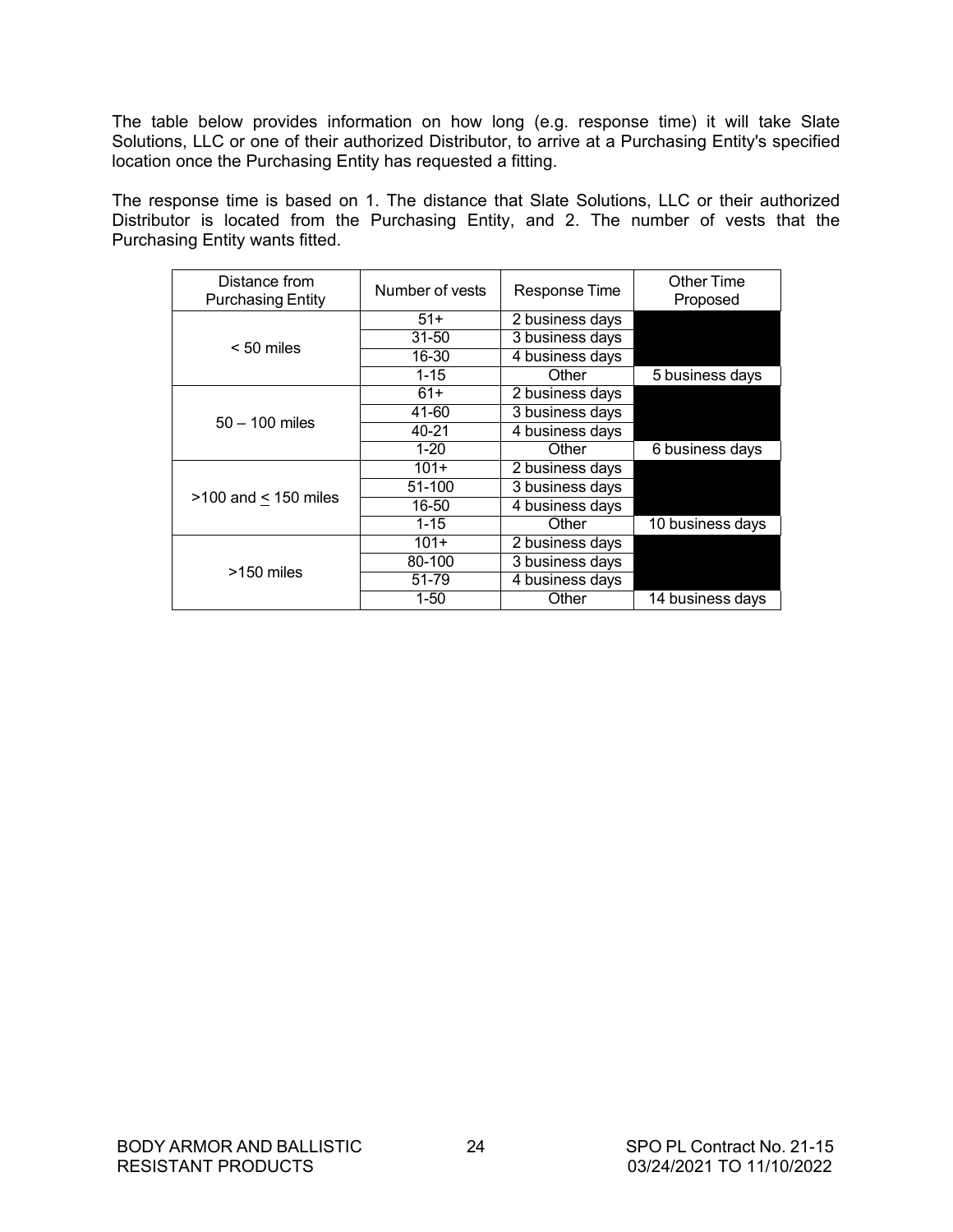The table below provides information on how long (e.g. response time) it will take Slate Solutions, LLC or one of their authorized Distributor, to arrive at a Purchasing Entity's specified location once the Purchasing Entity has requested a fitting.

The response time is based on 1. The distance that Slate Solutions, LLC or their authorized Distributor is located from the Purchasing Entity, and 2. The number of vests that the Purchasing Entity wants fitted.

| Distance from Purchasing Entity | Number of vests | Response Time | Other Time Proposed |
|---|---|---|---|
| < 50 miles | 51+ | 2 business days | |
| | 31-50 | 3 business days | |
| | 16-30 | 4 business days | |
| | 1-15 | Other | 5 business days |
| 50 – 100 miles | 61+ | 2 business days | |
| | 41-60 | 3 business days | |
| | 40-21 | 4 business days | |
| | 1-20 | Other | 6 business days |
| >100 and ≤ 150 miles | 101+ | 2 business days | |
| | 51-100 | 3 business days | |
| | 16-50 | 4 business days | |
| | 1-15 | Other | 10 business days |
| >150 miles | 101+ | 2 business days | |
| | 80-100 | 3 business days | |
| | 51-79 | 4 business days | |
| | 1-50 | Other | 14 business days |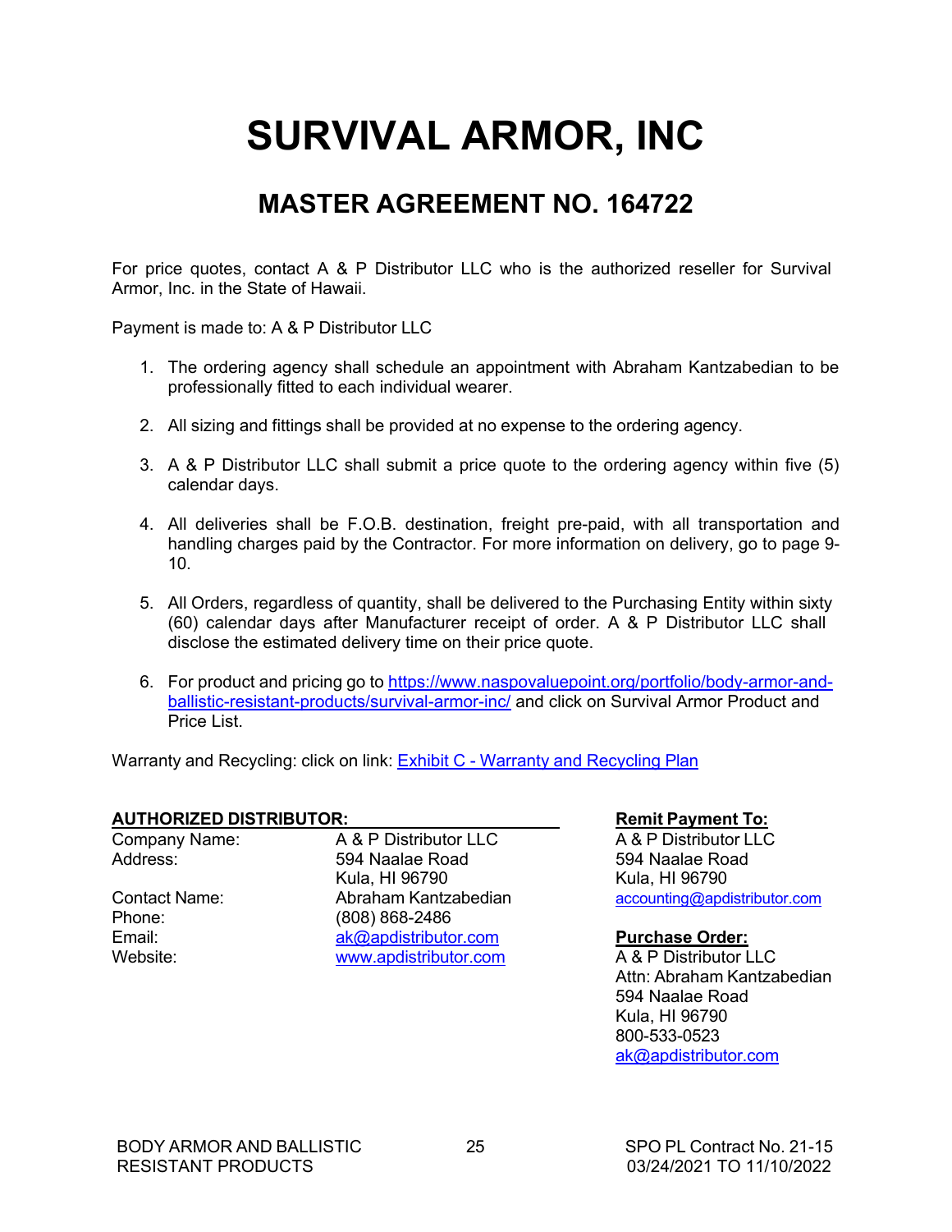# SURVIVAL ARMOR, INC

## MASTER AGREEMENT NO. 164722

For price quotes, contact A & P Distributor LLC who is the authorized reseller for Survival Armor, Inc. in the State of Hawaii.

Payment is made to: A & P Distributor LLC

1. The ordering agency shall schedule an appointment with Abraham Kantzabedian to be professionally fitted to each individual wearer.
2. All sizing and fittings shall be provided at no expense to the ordering agency.
3. A & P Distributor LLC shall submit a price quote to the ordering agency within five (5) calendar days.
4. All deliveries shall be F.O.B. destination, freight pre-paid, with all transportation and handling charges paid by the Contractor. For more information on delivery, go to page 9-10.
5. All Orders, regardless of quantity, shall be delivered to the Purchasing Entity within sixty (60) calendar days after Manufacturer receipt of order. A & P Distributor LLC shall disclose the estimated delivery time on their price quote.
6. For product and pricing go to https://www.naspovaluepoint.org/portfolio/body-armor-and-ballistic-resistant-products/survival-armor-inc/ and click on Survival Armor Product and Price List.

Warranty and Recycling: click on link: Exhibit C - Warranty and Recycling Plan

**AUTHORIZED DISTRIBUTOR:**

| | |
|---|---|
| Company Name: | A & P Distributor LLC |
| Address: | 594 Naalae Road<br>Kula, HI 96790 |
| Contact Name: | Abraham Kantzabedian |
| Phone: | (808) 868-2486 |
| Email: | ak@apdistributor.com |
| Website: | www.apdistributor.com |

**Remit Payment To:**

A & P Distributor LLC
594 Naalae Road
Kula, HI 96790
accounting@apdistributor.com

**Purchase Order:**

A & P Distributor LLC
Attn: Abraham Kantzabedian
594 Naalae Road
Kula, HI 96790
800-533-0523
ak@apdistributor.com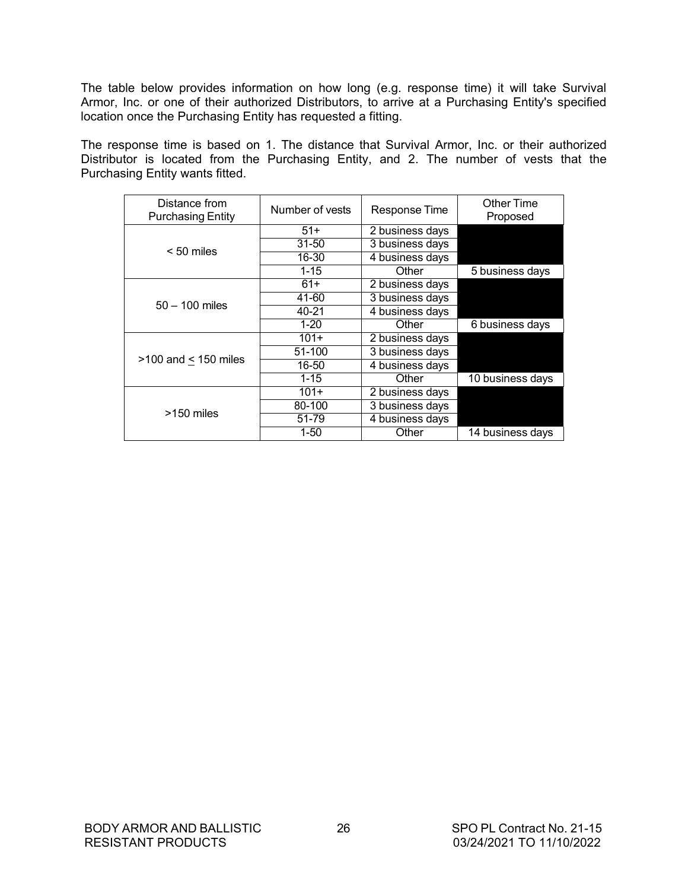The table below provides information on how long (e.g. response time) it will take Survival Armor, Inc. or one of their authorized Distributors, to arrive at a Purchasing Entity's specified location once the Purchasing Entity has requested a fitting.

The response time is based on 1. The distance that Survival Armor, Inc. or their authorized Distributor is located from the Purchasing Entity, and 2. The number of vests that the Purchasing Entity wants fitted.

| Distance from Purchasing Entity | Number of vests | Response Time | Other Time Proposed |
| --- | --- | --- | --- |
| < 50 miles | 51+ | 2 business days | |
| | 31-50 | 3 business days | |
| | 16-30 | 4 business days | |
| | 1-15 | Other | 5 business days |
| 50 – 100 miles | 61+ | 2 business days | |
| | 41-60 | 3 business days | |
| | 40-21 | 4 business days | |
| | 1-20 | Other | 6 business days |
| >100 and ≤ 150 miles | 101+ | 2 business days | |
| | 51-100 | 3 business days | |
| | 16-50 | 4 business days | |
| | 1-15 | Other | 10 business days |
| >150 miles | 101+ | 2 business days | |
| | 80-100 | 3 business days | |
| | 51-79 | 4 business days | |
| | 1-50 | Other | 14 business days |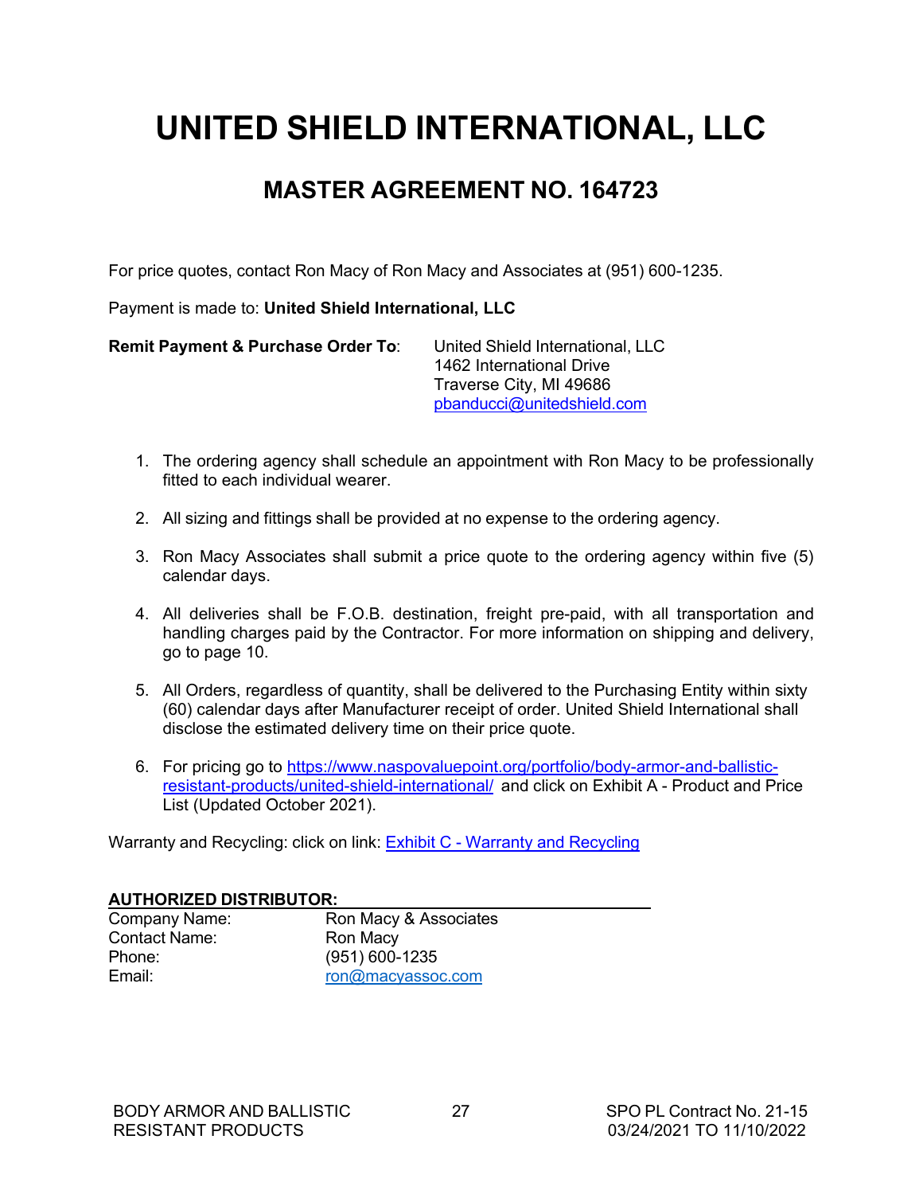# UNITED SHIELD INTERNATIONAL, LLC

## MASTER AGREEMENT NO. 164723

For price quotes, contact Ron Macy of Ron Macy and Associates at (951) 600-1235.

Payment is made to: **United Shield International, LLC**

**Remit Payment & Purchase Order To**: United Shield International, LLC
1462 International Drive
Traverse City, MI 49686
pbanducci@unitedshield.com

1. The ordering agency shall schedule an appointment with Ron Macy to be professionally fitted to each individual wearer.

2. All sizing and fittings shall be provided at no expense to the ordering agency.

3. Ron Macy Associates shall submit a price quote to the ordering agency within five (5) calendar days.

4. All deliveries shall be F.O.B. destination, freight pre-paid, with all transportation and handling charges paid by the Contractor. For more information on shipping and delivery, go to page 10.

5. All Orders, regardless of quantity, shall be delivered to the Purchasing Entity within sixty (60) calendar days after Manufacturer receipt of order. United Shield International shall disclose the estimated delivery time on their price quote.

6. For pricing go to https://www.naspovaluepoint.org/portfolio/body-armor-and-ballistic-resistant-products/united-shield-international/ and click on Exhibit A - Product and Price List (Updated October 2021).

Warranty and Recycling: click on link: Exhibit C - Warranty and Recycling

**AUTHORIZED DISTRIBUTOR:**

| | |
|---|---|
| Company Name: | Ron Macy & Associates |
| Contact Name: | Ron Macy |
| Phone: | (951) 600-1235 |
| Email: | ron@macyassoc.com |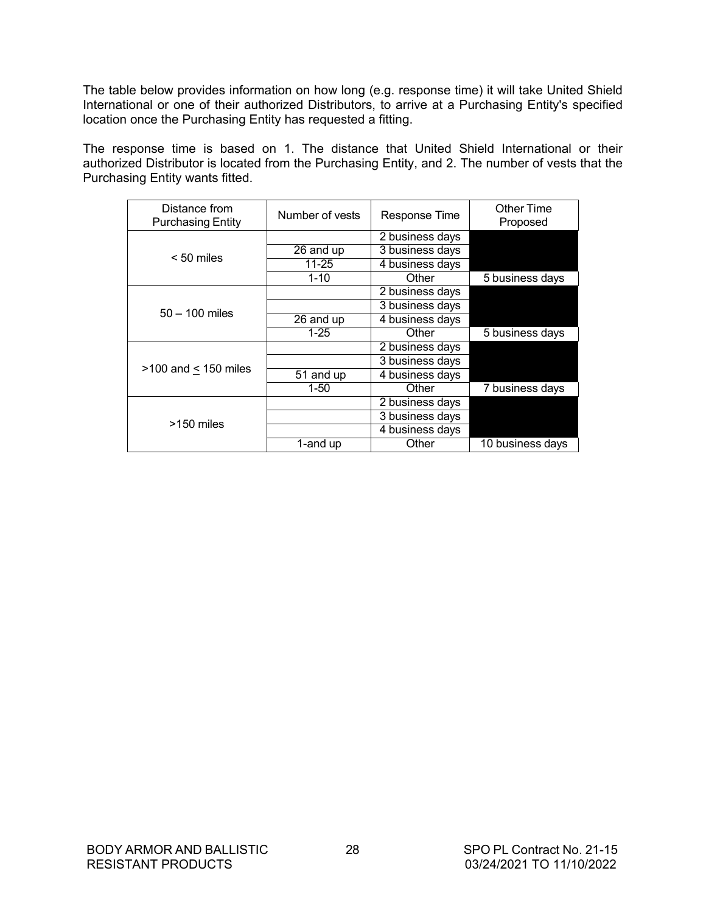The table below provides information on how long (e.g. response time) it will take United Shield International or one of their authorized Distributors, to arrive at a Purchasing Entity's specified location once the Purchasing Entity has requested a fitting.

The response time is based on 1. The distance that United Shield International or their authorized Distributor is located from the Purchasing Entity, and 2. The number of vests that the Purchasing Entity wants fitted.

| Distance from Purchasing Entity | Number of vests | Response Time | Other Time Proposed |
|---|---|---|---|
| < 50 miles | | 2 business days | |
| | 26 and up | 3 business days | |
| | 11-25 | 4 business days | |
| | 1-10 | Other | 5 business days |
| 50 – 100 miles | | 2 business days | |
| | | 3 business days | |
| | 26 and up | 4 business days | |
| | 1-25 | Other | 5 business days |
| >100 and ≤ 150 miles | | 2 business days | |
| | | 3 business days | |
| | 51 and up | 4 business days | |
| | 1-50 | Other | 7 business days |
| >150 miles | | 2 business days | |
| | | 3 business days | |
| | | 4 business days | |
| | 1-and up | Other | 10 business days |